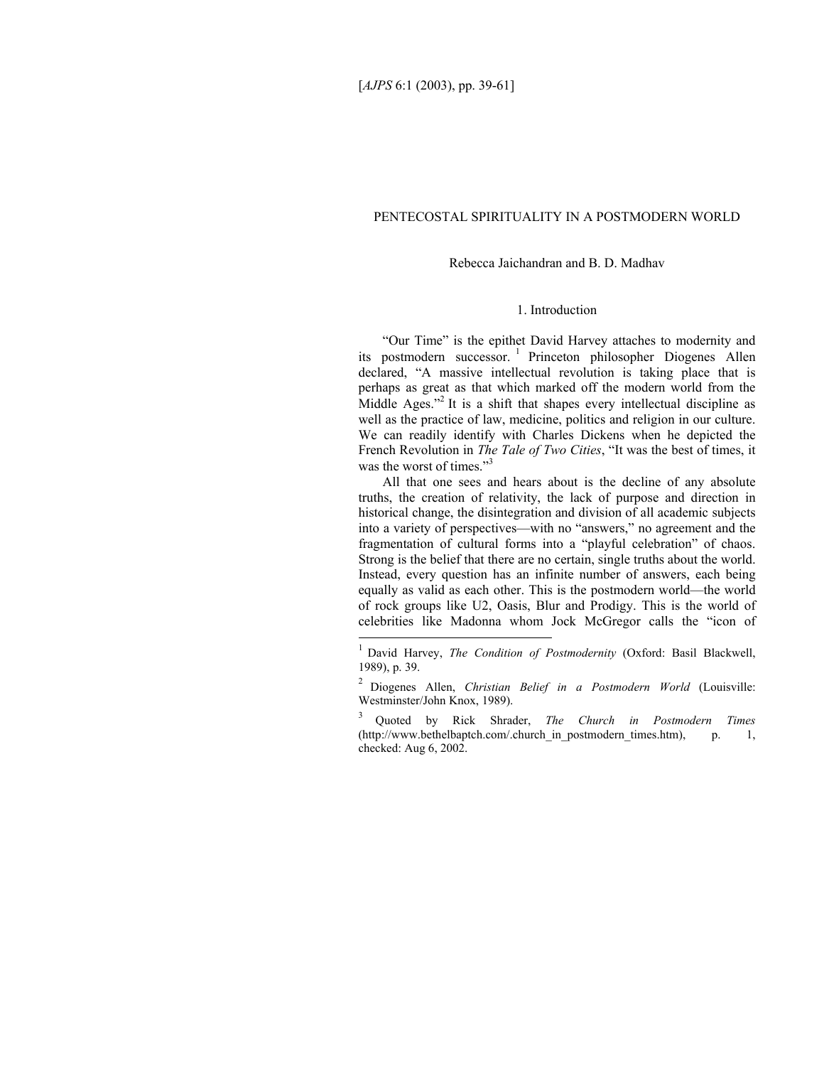# PENTECOSTAL SPIRITUALITY IN A POSTMODERN WORLD

Rebecca Jaichandran and B. D. Madhav

## 1. Introduction

"Our Time" is the epithet David Harvey attaches to modernity and its postmodern successor.[1] Princeton philosopher Diogenes Allen declared, "A massive intellectual revolution is taking place that is perhaps as great as that which marked off the modern world from the Middle Ages."[2] It is a shift that shapes every intellectual discipline as well as the practice of law, medicine, politics and religion in our culture. We can readily identify with Charles Dickens when he depicted the French Revolution in *The Tale of Two Cities*, "It was the best of times, it was the worst of times."[3]

All that one sees and hears about is the decline of any absolute truths, the creation of relativity, the lack of purpose and direction in historical change, the disintegration and division of all academic subjects into a variety of perspectives—with no "answers," no agreement and the fragmentation of cultural forms into a "playful celebration" of chaos. Strong is the belief that there are no certain, single truths about the world. Instead, every question has an infinite number of answers, each being equally as valid as each other. This is the postmodern world—the world of rock groups like U2, Oasis, Blur and Prodigy. This is the world of celebrities like Madonna whom Jock McGregor calls the "icon of

---

[1] David Harvey, *The Condition of Postmodernity* (Oxford: Basil Blackwell, 1989), p. 39.

[2] Diogenes Allen, *Christian Belief in a Postmodern World* (Louisville: Westminster/John Knox, 1989).

[3] Quoted by Rick Shrader, *The Church in Postmodern Times* (http://www.bethelbaptch.com/.church_in_postmodern_times.htm), p. 1, checked: Aug 6, 2002.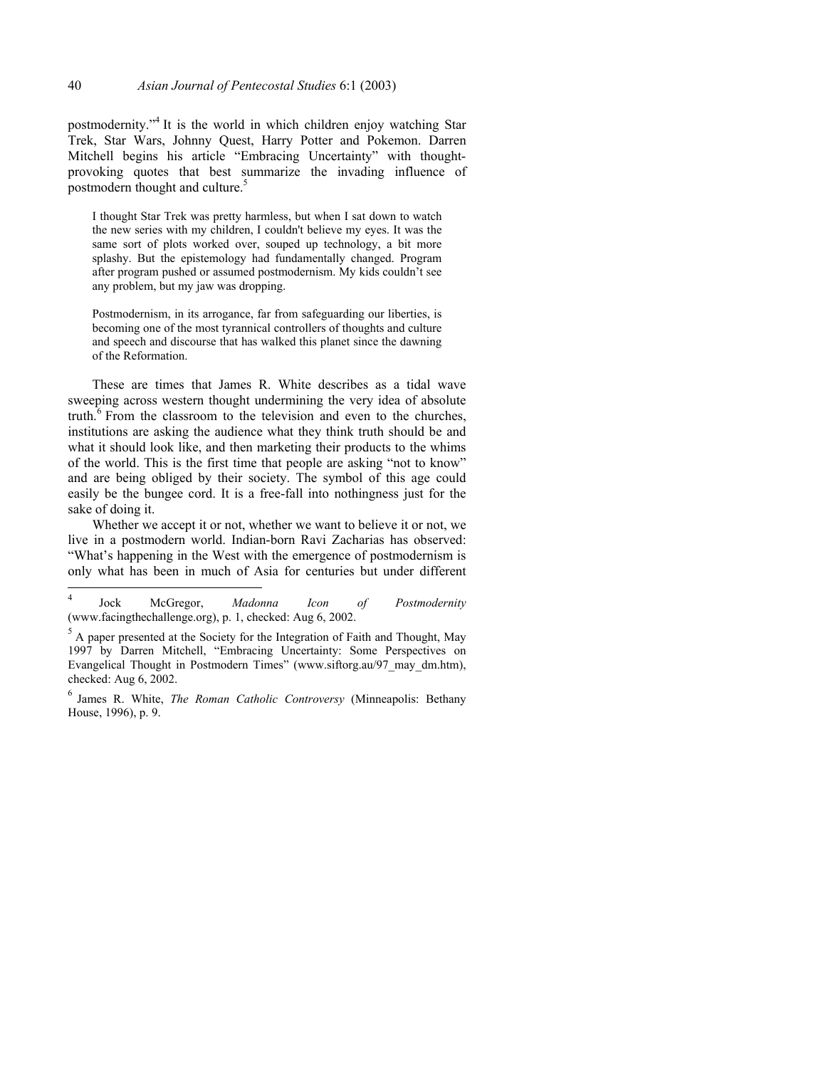postmodernity."[4] It is the world in which children enjoy watching Star Trek, Star Wars, Johnny Quest, Harry Potter and Pokemon. Darren Mitchell begins his article "Embracing Uncertainty" with thought-provoking quotes that best summarize the invading influence of postmodern thought and culture.[5]

> I thought Star Trek was pretty harmless, but when I sat down to watch the new series with my children, I couldn't believe my eyes. It was the same sort of plots worked over, souped up technology, a bit more splashy. But the epistemology had fundamentally changed. Program after program pushed or assumed postmodernism. My kids couldn't see any problem, but my jaw was dropping.
>
> Postmodernism, in its arrogance, far from safeguarding our liberties, is becoming one of the most tyrannical controllers of thoughts and culture and speech and discourse that has walked this planet since the dawning of the Reformation.

These are times that James R. White describes as a tidal wave sweeping across western thought undermining the very idea of absolute truth.[6] From the classroom to the television and even to the churches, institutions are asking the audience what they think truth should be and what it should look like, and then marketing their products to the whims of the world. This is the first time that people are asking "not to know" and are being obliged by their society. The symbol of this age could easily be the bungee cord. It is a free-fall into nothingness just for the sake of doing it.

Whether we accept it or not, whether we want to believe it or not, we live in a postmodern world. Indian-born Ravi Zacharias has observed: "What's happening in the West with the emergence of postmodernism is only what has been in much of Asia for centuries but under different

---

[4] Jock McGregor, *Madonna Icon of Postmodernity* (www.facingthechallenge.org), p. 1, checked: Aug 6, 2002.

[5] A paper presented at the Society for the Integration of Faith and Thought, May 1997 by Darren Mitchell, "Embracing Uncertainty: Some Perspectives on Evangelical Thought in Postmodern Times" (www.siftorg.au/97_may_dm.htm), checked: Aug 6, 2002.

[6] James R. White, *The Roman Catholic Controversy* (Minneapolis: Bethany House, 1996), p. 9.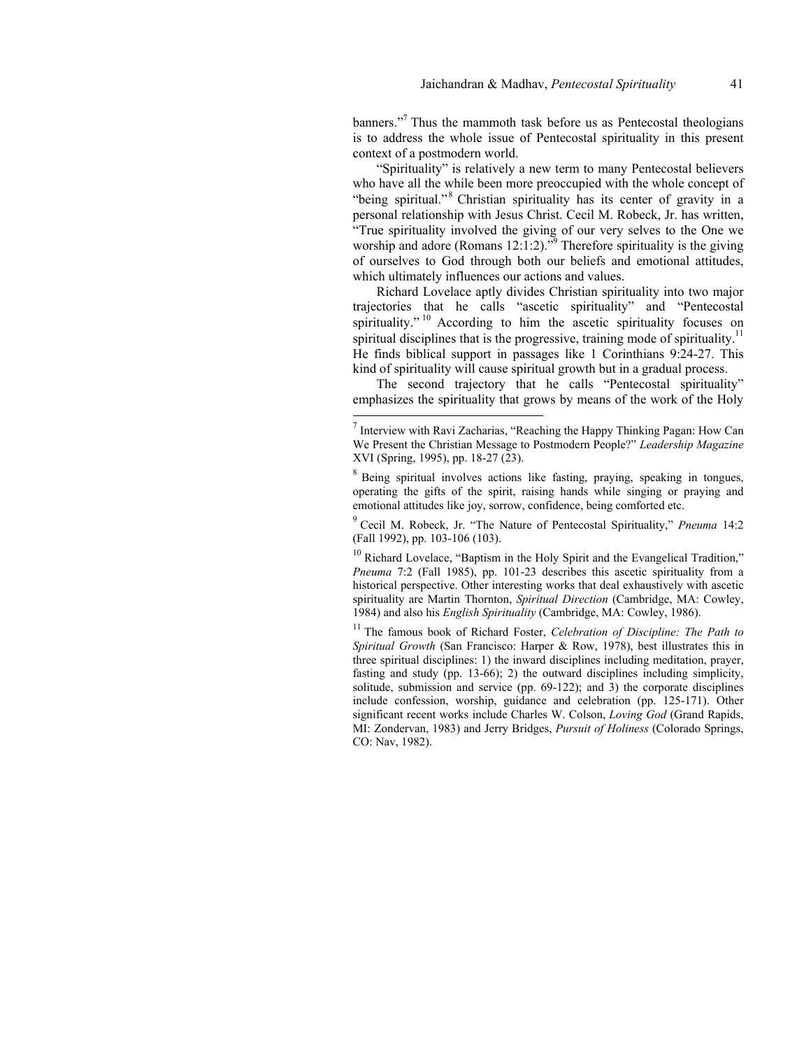banners."[7] Thus the mammoth task before us as Pentecostal theologians is to address the whole issue of Pentecostal spirituality in this present context of a postmodern world.

"Spirituality" is relatively a new term to many Pentecostal believers who have all the while been more preoccupied with the whole concept of "being spiritual."[8] Christian spirituality has its center of gravity in a personal relationship with Jesus Christ. Cecil M. Robeck, Jr. has written, "True spirituality involved the giving of our very selves to the One we worship and adore (Romans 12:1:2)."[9] Therefore spirituality is the giving of ourselves to God through both our beliefs and emotional attitudes, which ultimately influences our actions and values.

Richard Lovelace aptly divides Christian spirituality into two major trajectories that he calls "ascetic spirituality" and "Pentecostal spirituality."[10] According to him the ascetic spirituality focuses on spiritual disciplines that is the progressive, training mode of spirituality.[11] He finds biblical support in passages like 1 Corinthians 9:24-27. This kind of spirituality will cause spiritual growth but in a gradual process.

The second trajectory that he calls "Pentecostal spirituality" emphasizes the spirituality that grows by means of the work of the Holy

---

[7] Interview with Ravi Zacharias, "Reaching the Happy Thinking Pagan: How Can We Present the Christian Message to Postmodern People?" *Leadership Magazine* XVI (Spring, 1995), pp. 18-27 (23).

[8] Being spiritual involves actions like fasting, praying, speaking in tongues, operating the gifts of the spirit, raising hands while singing or praying and emotional attitudes like joy, sorrow, confidence, being comforted etc.

[9] Cecil M. Robeck, Jr. "The Nature of Pentecostal Spirituality," *Pneuma* 14:2 (Fall 1992), pp. 103-106 (103).

[10] Richard Lovelace, "Baptism in the Holy Spirit and the Evangelical Tradition," *Pneuma* 7:2 (Fall 1985), pp. 101-23 describes this ascetic spirituality from a historical perspective. Other interesting works that deal exhaustively with ascetic spirituality are Martin Thornton, *Spiritual Direction* (Cambridge, MA: Cowley, 1984) and also his *English Spirituality* (Cambridge, MA: Cowley, 1986).

[11] The famous book of Richard Foster, *Celebration of Discipline: The Path to Spiritual Growth* (San Francisco: Harper & Row, 1978), best illustrates this in three spiritual disciplines: 1) the inward disciplines including meditation, prayer, fasting and study (pp. 13-66); 2) the outward disciplines including simplicity, solitude, submission and service (pp. 69-122); and 3) the corporate disciplines include confession, worship, guidance and celebration (pp. 125-171). Other significant recent works include Charles W. Colson, *Loving God* (Grand Rapids, MI: Zondervan, 1983) and Jerry Bridges, *Pursuit of Holiness* (Colorado Springs, CO: Nav, 1982).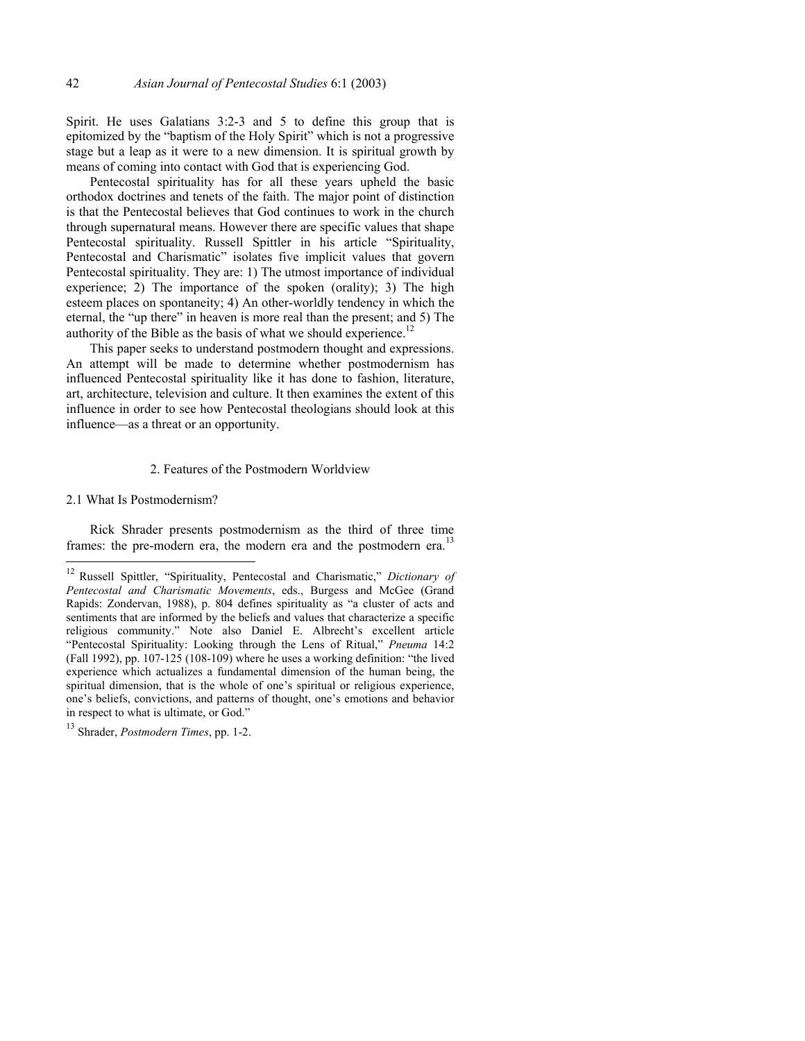Spirit. He uses Galatians 3:2-3 and 5 to define this group that is epitomized by the "baptism of the Holy Spirit" which is not a progressive stage but a leap as it were to a new dimension. It is spiritual growth by means of coming into contact with God that is experiencing God.

Pentecostal spirituality has for all these years upheld the basic orthodox doctrines and tenets of the faith. The major point of distinction is that the Pentecostal believes that God continues to work in the church through supernatural means. However there are specific values that shape Pentecostal spirituality. Russell Spittler in his article "Spirituality, Pentecostal and Charismatic" isolates five implicit values that govern Pentecostal spirituality. They are: 1) The utmost importance of individual experience; 2) The importance of the spoken (orality); 3) The high esteem places on spontaneity; 4) An other-worldly tendency in which the eternal, the "up there" in heaven is more real than the present; and 5) The authority of the Bible as the basis of what we should experience.[12]

This paper seeks to understand postmodern thought and expressions. An attempt will be made to determine whether postmodernism has influenced Pentecostal spirituality like it has done to fashion, literature, art, architecture, television and culture. It then examines the extent of this influence in order to see how Pentecostal theologians should look at this influence—as a threat or an opportunity.

## 2. Features of the Postmodern Worldview

### 2.1 What Is Postmodernism?

Rick Shrader presents postmodernism as the third of three time frames: the pre-modern era, the modern era and the postmodern era.[13]

---

[12] Russell Spittler, "Spirituality, Pentecostal and Charismatic," *Dictionary of Pentecostal and Charismatic Movements*, eds., Burgess and McGee (Grand Rapids: Zondervan, 1988), p. 804 defines spirituality as "a cluster of acts and sentiments that are informed by the beliefs and values that characterize a specific religious community." Note also Daniel E. Albrecht's excellent article "Pentecostal Spirituality: Looking through the Lens of Ritual," *Pneuma* 14:2 (Fall 1992), pp. 107-125 (108-109) where he uses a working definition: "the lived experience which actualizes a fundamental dimension of the human being, the spiritual dimension, that is the whole of one's spiritual or religious experience, one's beliefs, convictions, and patterns of thought, one's emotions and behavior in respect to what is ultimate, or God."

[13] Shrader, *Postmodern Times*, pp. 1-2.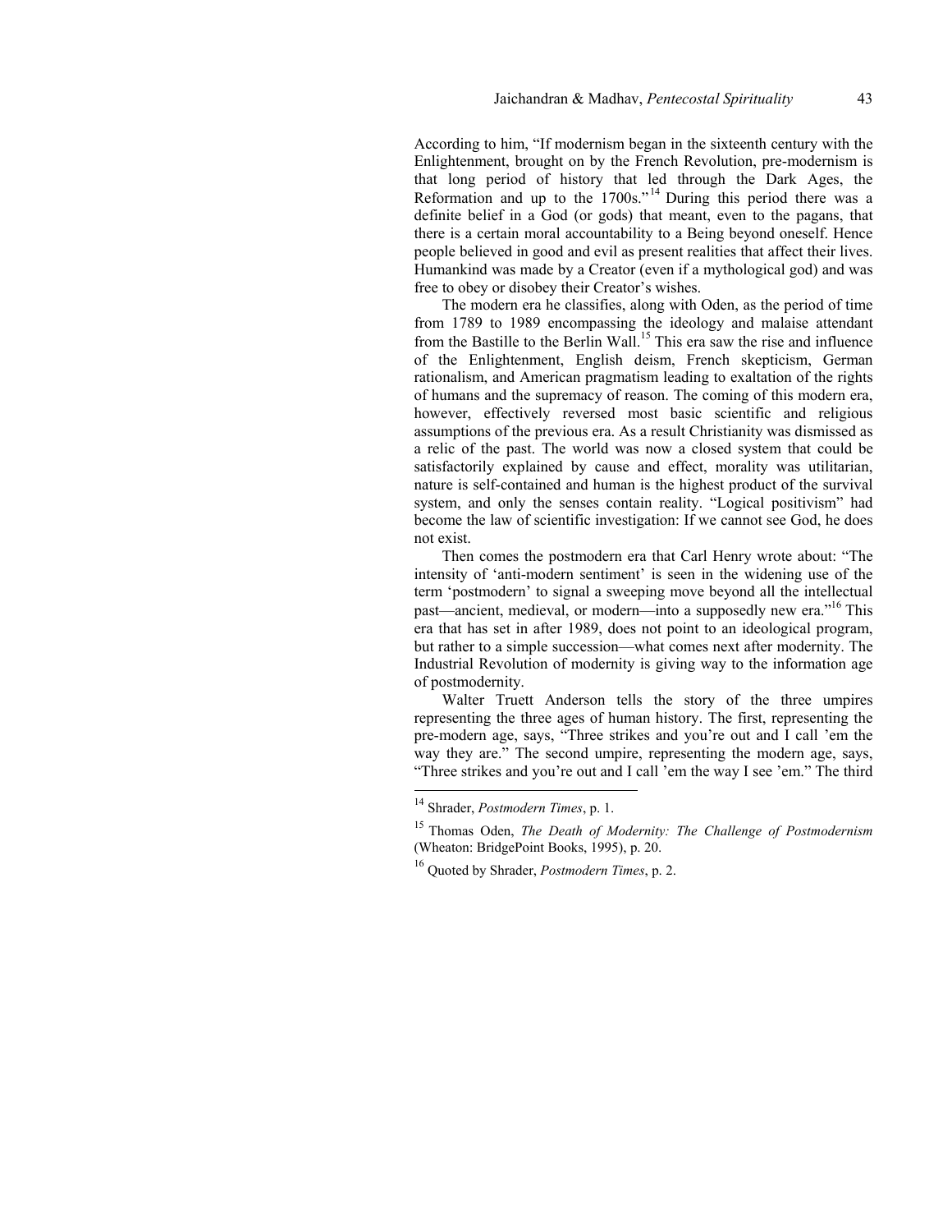According to him, "If modernism began in the sixteenth century with the Enlightenment, brought on by the French Revolution, pre-modernism is that long period of history that led through the Dark Ages, the Reformation and up to the 1700s."[14] During this period there was a definite belief in a God (or gods) that meant, even to the pagans, that there is a certain moral accountability to a Being beyond oneself. Hence people believed in good and evil as present realities that affect their lives. Humankind was made by a Creator (even if a mythological god) and was free to obey or disobey their Creator's wishes.

The modern era he classifies, along with Oden, as the period of time from 1789 to 1989 encompassing the ideology and malaise attendant from the Bastille to the Berlin Wall.[15] This era saw the rise and influence of the Enlightenment, English deism, French skepticism, German rationalism, and American pragmatism leading to exaltation of the rights of humans and the supremacy of reason. The coming of this modern era, however, effectively reversed most basic scientific and religious assumptions of the previous era. As a result Christianity was dismissed as a relic of the past. The world was now a closed system that could be satisfactorily explained by cause and effect, morality was utilitarian, nature is self-contained and human is the highest product of the survival system, and only the senses contain reality. "Logical positivism" had become the law of scientific investigation: If we cannot see God, he does not exist.

Then comes the postmodern era that Carl Henry wrote about: "The intensity of 'anti-modern sentiment' is seen in the widening use of the term 'postmodern' to signal a sweeping move beyond all the intellectual past—ancient, medieval, or modern—into a supposedly new era."[16] This era that has set in after 1989, does not point to an ideological program, but rather to a simple succession—what comes next after modernity. The Industrial Revolution of modernity is giving way to the information age of postmodernity.

Walter Truett Anderson tells the story of the three umpires representing the three ages of human history. The first, representing the pre-modern age, says, "Three strikes and you're out and I call 'em the way they are." The second umpire, representing the modern age, says, "Three strikes and you're out and I call 'em the way I see 'em." The third

---

[14] Shrader, *Postmodern Times*, p. 1.

[15] Thomas Oden, *The Death of Modernity: The Challenge of Postmodernism* (Wheaton: BridgePoint Books, 1995), p. 20.

[16] Quoted by Shrader, *Postmodern Times*, p. 2.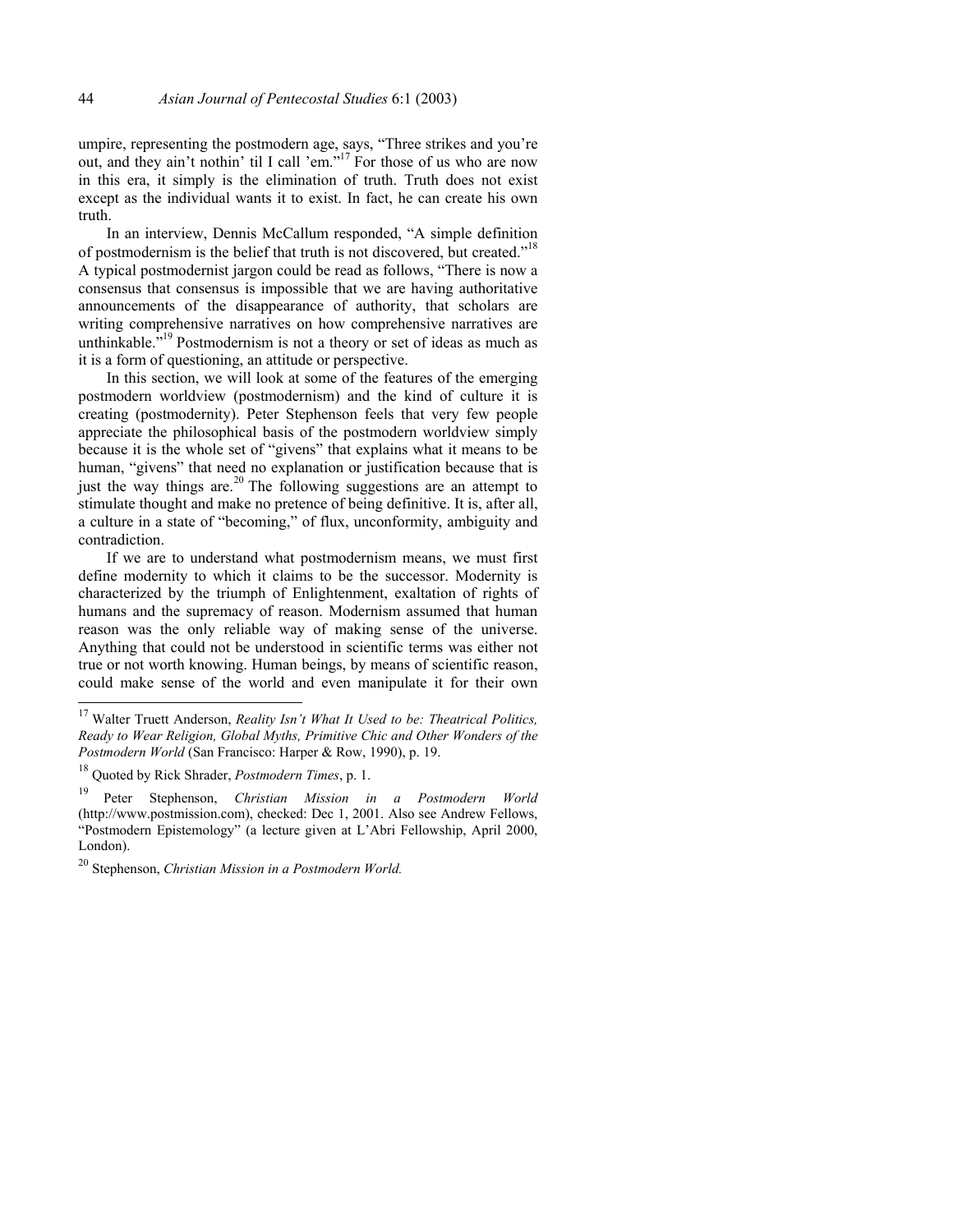umpire, representing the postmodern age, says, "Three strikes and you're out, and they ain't nothin' til I call 'em."[17] For those of us who are now in this era, it simply is the elimination of truth. Truth does not exist except as the individual wants it to exist. In fact, he can create his own truth.

In an interview, Dennis McCallum responded, "A simple definition of postmodernism is the belief that truth is not discovered, but created."[18] A typical postmodernist jargon could be read as follows, "There is now a consensus that consensus is impossible that we are having authoritative announcements of the disappearance of authority, that scholars are writing comprehensive narratives on how comprehensive narratives are unthinkable."[19] Postmodernism is not a theory or set of ideas as much as it is a form of questioning, an attitude or perspective.

In this section, we will look at some of the features of the emerging postmodern worldview (postmodernism) and the kind of culture it is creating (postmodernity). Peter Stephenson feels that very few people appreciate the philosophical basis of the postmodern worldview simply because it is the whole set of "givens" that explains what it means to be human, "givens" that need no explanation or justification because that is just the way things are.[20] The following suggestions are an attempt to stimulate thought and make no pretence of being definitive. It is, after all, a culture in a state of "becoming," of flux, unconformity, ambiguity and contradiction.

If we are to understand what postmodernism means, we must first define modernity to which it claims to be the successor. Modernity is characterized by the triumph of Enlightenment, exaltation of rights of humans and the supremacy of reason. Modernism assumed that human reason was the only reliable way of making sense of the universe. Anything that could not be understood in scientific terms was either not true or not worth knowing. Human beings, by means of scientific reason, could make sense of the world and even manipulate it for their own

---

[17] Walter Truett Anderson, *Reality Isn't What It Used to be: Theatrical Politics, Ready to Wear Religion, Global Myths, Primitive Chic and Other Wonders of the Postmodern World* (San Francisco: Harper & Row, 1990), p. 19.

[18] Quoted by Rick Shrader, *Postmodern Times*, p. 1.

[19] Peter Stephenson, *Christian Mission in a Postmodern World* (http://www.postmission.com), checked: Dec 1, 2001. Also see Andrew Fellows, "Postmodern Epistemology" (a lecture given at L'Abri Fellowship, April 2000, London).

[20] Stephenson, *Christian Mission in a Postmodern World.*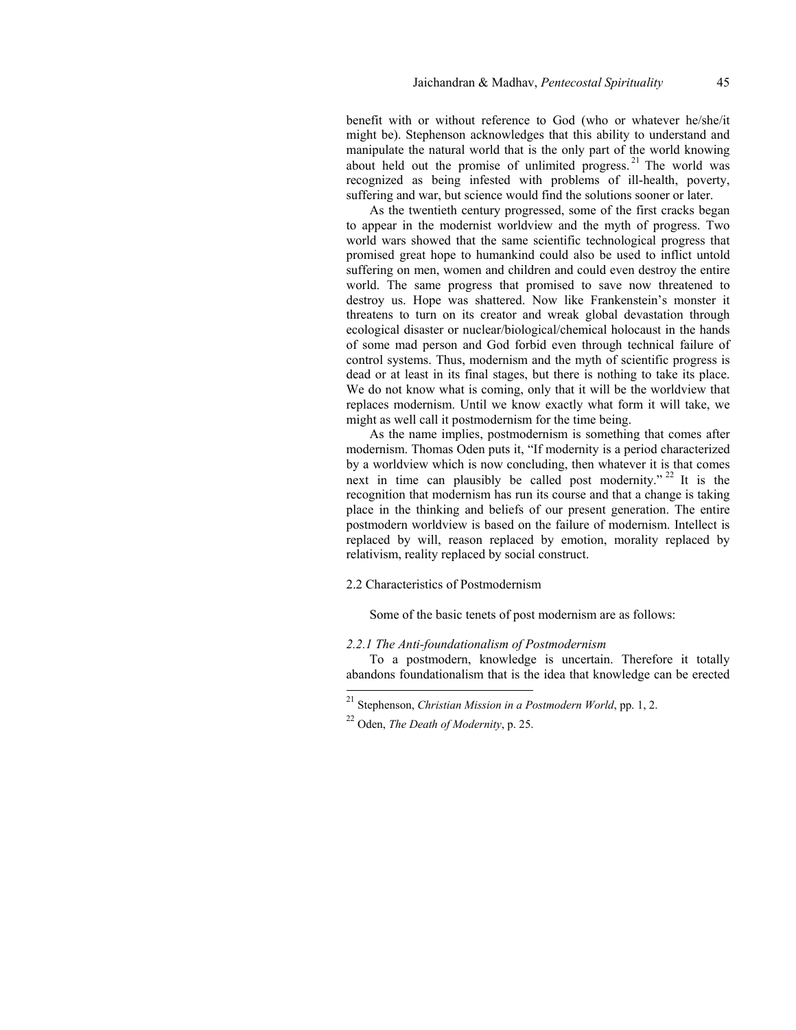benefit with or without reference to God (who or whatever he/she/it might be). Stephenson acknowledges that this ability to understand and manipulate the natural world that is the only part of the world knowing about held out the promise of unlimited progress.[21] The world was recognized as being infested with problems of ill-health, poverty, suffering and war, but science would find the solutions sooner or later.

As the twentieth century progressed, some of the first cracks began to appear in the modernist worldview and the myth of progress. Two world wars showed that the same scientific technological progress that promised great hope to humankind could also be used to inflict untold suffering on men, women and children and could even destroy the entire world. The same progress that promised to save now threatened to destroy us. Hope was shattered. Now like Frankenstein's monster it threatens to turn on its creator and wreak global devastation through ecological disaster or nuclear/biological/chemical holocaust in the hands of some mad person and God forbid even through technical failure of control systems. Thus, modernism and the myth of scientific progress is dead or at least in its final stages, but there is nothing to take its place. We do not know what is coming, only that it will be the worldview that replaces modernism. Until we know exactly what form it will take, we might as well call it postmodernism for the time being.

As the name implies, postmodernism is something that comes after modernism. Thomas Oden puts it, "If modernity is a period characterized by a worldview which is now concluding, then whatever it is that comes next in time can plausibly be called post modernity."[22] It is the recognition that modernism has run its course and that a change is taking place in the thinking and beliefs of our present generation. The entire postmodern worldview is based on the failure of modernism. Intellect is replaced by will, reason replaced by emotion, morality replaced by relativism, reality replaced by social construct.

## 2.2 Characteristics of Postmodernism

Some of the basic tenets of post modernism are as follows:

### *2.2.1 The Anti-foundationalism of Postmodernism*

To a postmodern, knowledge is uncertain. Therefore it totally abandons foundationalism that is the idea that knowledge can be erected

---

[21] Stephenson, *Christian Mission in a Postmodern World*, pp. 1, 2.

[22] Oden, *The Death of Modernity*, p. 25.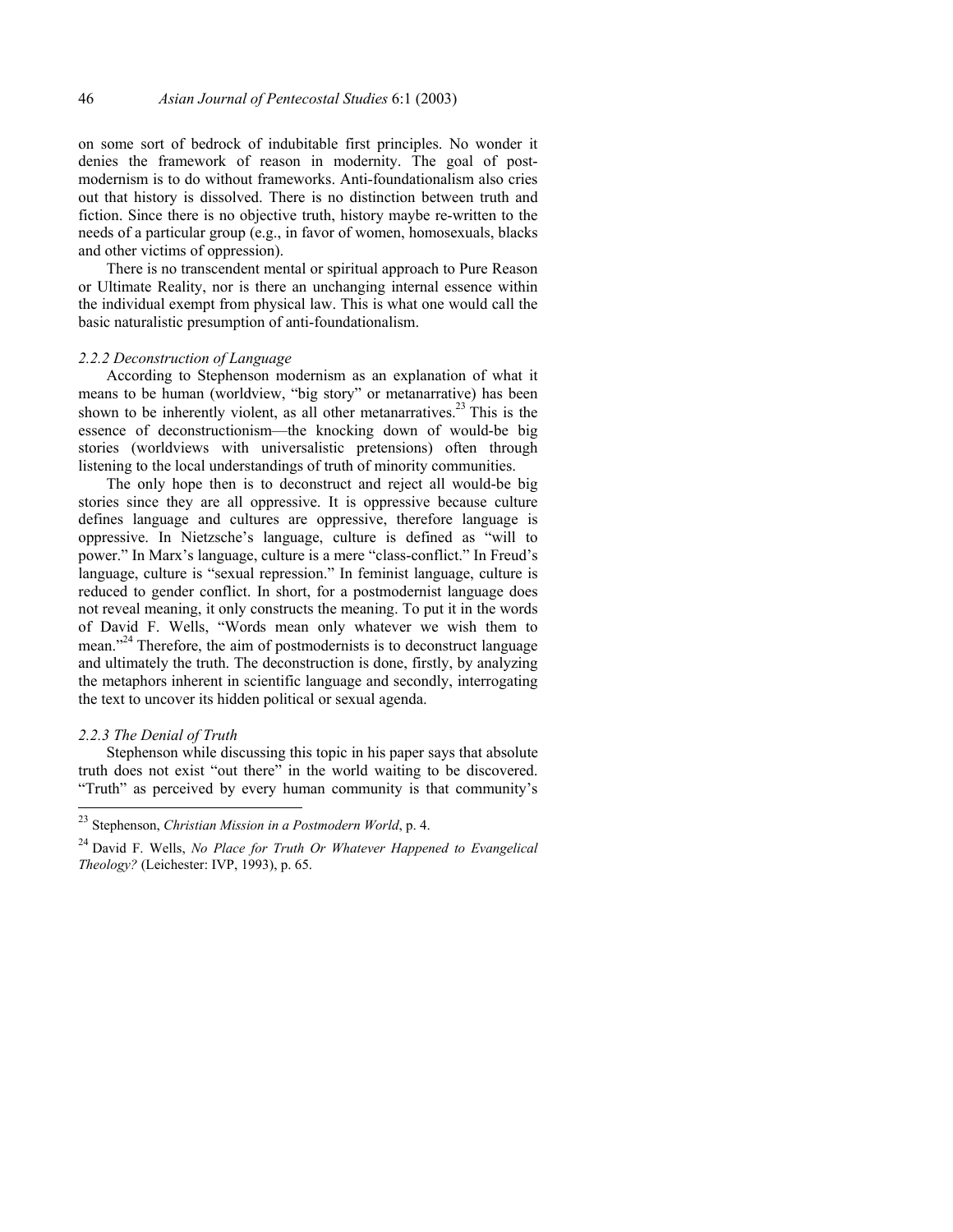on some sort of bedrock of indubitable first principles. No wonder it denies the framework of reason in modernity. The goal of post-modernism is to do without frameworks. Anti-foundationalism also cries out that history is dissolved. There is no distinction between truth and fiction. Since there is no objective truth, history maybe re-written to the needs of a particular group (e.g., in favor of women, homosexuals, blacks and other victims of oppression).

There is no transcendent mental or spiritual approach to Pure Reason or Ultimate Reality, nor is there an unchanging internal essence within the individual exempt from physical law. This is what one would call the basic naturalistic presumption of anti-foundationalism.

### *2.2.2 Deconstruction of Language*

According to Stephenson modernism as an explanation of what it means to be human (worldview, "big story" or metanarrative) has been shown to be inherently violent, as all other metanarratives.[23] This is the essence of deconstructionism—the knocking down of would-be big stories (worldviews with universalistic pretensions) often through listening to the local understandings of truth of minority communities.

The only hope then is to deconstruct and reject all would-be big stories since they are all oppressive. It is oppressive because culture defines language and cultures are oppressive, therefore language is oppressive. In Nietzsche's language, culture is defined as "will to power." In Marx's language, culture is a mere "class-conflict." In Freud's language, culture is "sexual repression." In feminist language, culture is reduced to gender conflict. In short, for a postmodernist language does not reveal meaning, it only constructs the meaning. To put it in the words of David F. Wells, "Words mean only whatever we wish them to mean."[24] Therefore, the aim of postmodernists is to deconstruct language and ultimately the truth. The deconstruction is done, firstly, by analyzing the metaphors inherent in scientific language and secondly, interrogating the text to uncover its hidden political or sexual agenda.

### *2.2.3 The Denial of Truth*

Stephenson while discussing this topic in his paper says that absolute truth does not exist "out there" in the world waiting to be discovered. "Truth" as perceived by every human community is that community's

---

[23] Stephenson, *Christian Mission in a Postmodern World*, p. 4.

[24] David F. Wells, *No Place for Truth Or Whatever Happened to Evangelical Theology?* (Leichester: IVP, 1993), p. 65.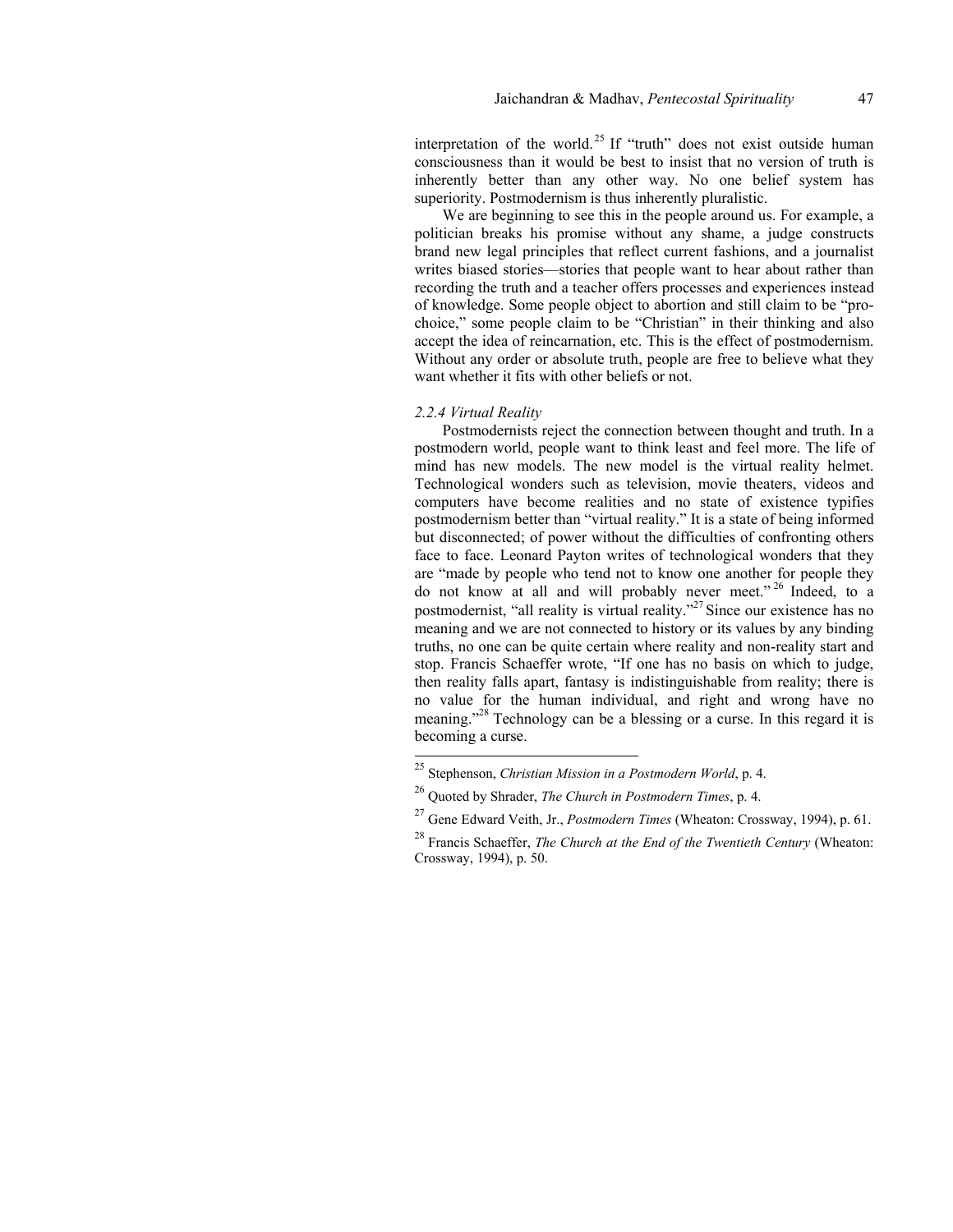interpretation of the world.[25] If "truth" does not exist outside human consciousness than it would be best to insist that no version of truth is inherently better than any other way. No one belief system has superiority. Postmodernism is thus inherently pluralistic.

We are beginning to see this in the people around us. For example, a politician breaks his promise without any shame, a judge constructs brand new legal principles that reflect current fashions, and a journalist writes biased stories—stories that people want to hear about rather than recording the truth and a teacher offers processes and experiences instead of knowledge. Some people object to abortion and still claim to be "pro-choice," some people claim to be "Christian" in their thinking and also accept the idea of reincarnation, etc. This is the effect of postmodernism. Without any order or absolute truth, people are free to believe what they want whether it fits with other beliefs or not.

### *2.2.4 Virtual Reality*

Postmodernists reject the connection between thought and truth. In a postmodern world, people want to think least and feel more. The life of mind has new models. The new model is the virtual reality helmet. Technological wonders such as television, movie theaters, videos and computers have become realities and no state of existence typifies postmodernism better than "virtual reality." It is a state of being informed but disconnected; of power without the difficulties of confronting others face to face. Leonard Payton writes of technological wonders that they are "made by people who tend not to know one another for people they do not know at all and will probably never meet."[26] Indeed, to a postmodernist, "all reality is virtual reality."[27] Since our existence has no meaning and we are not connected to history or its values by any binding truths, no one can be quite certain where reality and non-reality start and stop. Francis Schaeffer wrote, "If one has no basis on which to judge, then reality falls apart, fantasy is indistinguishable from reality; there is no value for the human individual, and right and wrong have no meaning."[28] Technology can be a blessing or a curse. In this regard it is becoming a curse.

---

[25] Stephenson, *Christian Mission in a Postmodern World*, p. 4.

[26] Quoted by Shrader, *The Church in Postmodern Times*, p. 4.

[27] Gene Edward Veith, Jr., *Postmodern Times* (Wheaton: Crossway, 1994), p. 61.

[28] Francis Schaeffer, *The Church at the End of the Twentieth Century* (Wheaton: Crossway, 1994), p. 50.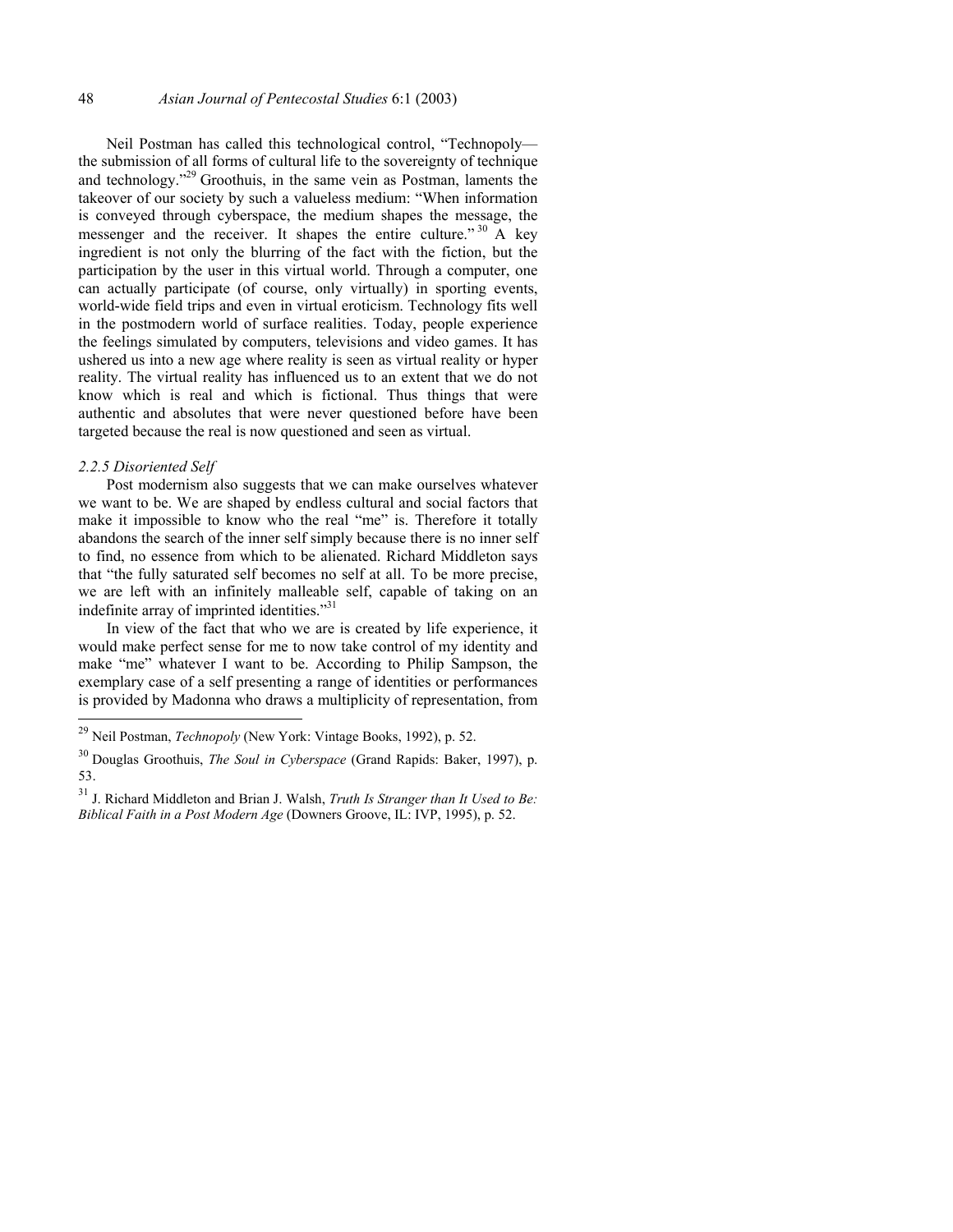Neil Postman has called this technological control, "Technopoly—the submission of all forms of cultural life to the sovereignty of technique and technology."[29] Groothuis, in the same vein as Postman, laments the takeover of our society by such a valueless medium: "When information is conveyed through cyberspace, the medium shapes the message, the messenger and the receiver. It shapes the entire culture."[30] A key ingredient is not only the blurring of the fact with the fiction, but the participation by the user in this virtual world. Through a computer, one can actually participate (of course, only virtually) in sporting events, world-wide field trips and even in virtual eroticism. Technology fits well in the postmodern world of surface realities. Today, people experience the feelings simulated by computers, televisions and video games. It has ushered us into a new age where reality is seen as virtual reality or hyper reality. The virtual reality has influenced us to an extent that we do not know which is real and which is fictional. Thus things that were authentic and absolutes that were never questioned before have been targeted because the real is now questioned and seen as virtual.

*2.2.5 Disoriented Self*

Post modernism also suggests that we can make ourselves whatever we want to be. We are shaped by endless cultural and social factors that make it impossible to know who the real "me" is. Therefore it totally abandons the search of the inner self simply because there is no inner self to find, no essence from which to be alienated. Richard Middleton says that "the fully saturated self becomes no self at all. To be more precise, we are left with an infinitely malleable self, capable of taking on an indefinite array of imprinted identities."[31]

In view of the fact that who we are is created by life experience, it would make perfect sense for me to now take control of my identity and make "me" whatever I want to be. According to Philip Sampson, the exemplary case of a self presenting a range of identities or performances is provided by Madonna who draws a multiplicity of representation, from

---

[29] Neil Postman, *Technopoly* (New York: Vintage Books, 1992), p. 52.

[30] Douglas Groothuis, *The Soul in Cyberspace* (Grand Rapids: Baker, 1997), p. 53.

[31] J. Richard Middleton and Brian J. Walsh, *Truth Is Stranger than It Used to Be: Biblical Faith in a Post Modern Age* (Downers Groove, IL: IVP, 1995), p. 52.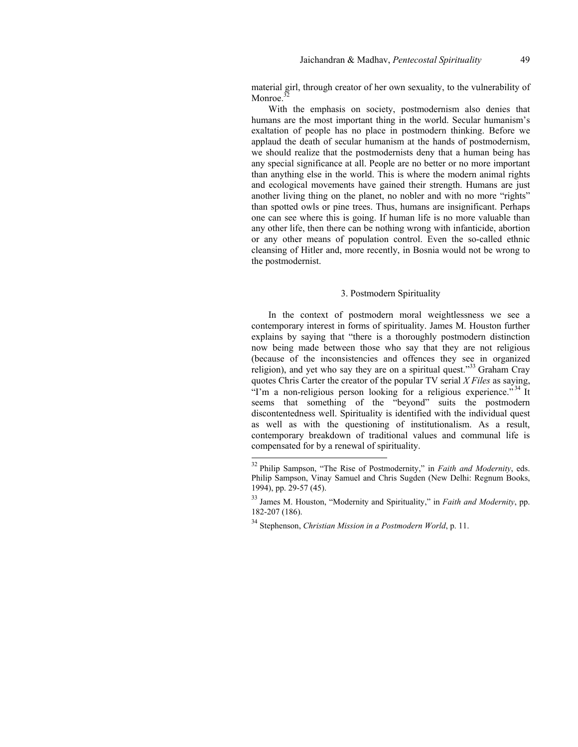material girl, through creator of her own sexuality, to the vulnerability of Monroe.[32]

With the emphasis on society, postmodernism also denies that humans are the most important thing in the world. Secular humanism's exaltation of people has no place in postmodern thinking. Before we applaud the death of secular humanism at the hands of postmodernism, we should realize that the postmodernists deny that a human being has any special significance at all. People are no better or no more important than anything else in the world. This is where the modern animal rights and ecological movements have gained their strength. Humans are just another living thing on the planet, no nobler and with no more "rights" than spotted owls or pine trees. Thus, humans are insignificant. Perhaps one can see where this is going. If human life is no more valuable than any other life, then there can be nothing wrong with infanticide, abortion or any other means of population control. Even the so-called ethnic cleansing of Hitler and, more recently, in Bosnia would not be wrong to the postmodernist.

## 3. Postmodern Spirituality

In the context of postmodern moral weightlessness we see a contemporary interest in forms of spirituality. James M. Houston further explains by saying that "there is a thoroughly postmodern distinction now being made between those who say that they are not religious (because of the inconsistencies and offences they see in organized religion), and yet who say they are on a spiritual quest."[33] Graham Cray quotes Chris Carter the creator of the popular TV serial *X Files* as saying, "I'm a non-religious person looking for a religious experience."[34] It seems that something of the "beyond" suits the postmodern discontentedness well. Spirituality is identified with the individual quest as well as with the questioning of institutionalism. As a result, contemporary breakdown of traditional values and communal life is compensated for by a renewal of spirituality.

---

[32] Philip Sampson, "The Rise of Postmodernity," in *Faith and Modernity*, eds. Philip Sampson, Vinay Samuel and Chris Sugden (New Delhi: Regnum Books, 1994), pp. 29-57 (45).

[33] James M. Houston, "Modernity and Spirituality," in *Faith and Modernity*, pp. 182-207 (186).

[34] Stephenson, *Christian Mission in a Postmodern World*, p. 11.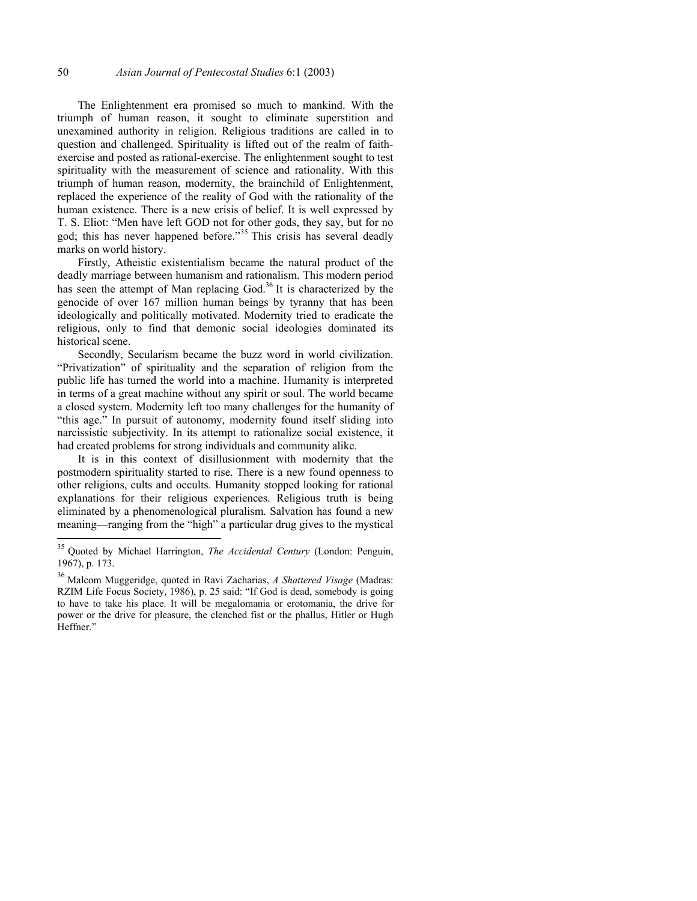The Enlightenment era promised so much to mankind. With the triumph of human reason, it sought to eliminate superstition and unexamined authority in religion. Religious traditions are called in to question and challenged. Spirituality is lifted out of the realm of faith-exercise and posted as rational-exercise. The enlightenment sought to test spirituality with the measurement of science and rationality. With this triumph of human reason, modernity, the brainchild of Enlightenment, replaced the experience of the reality of God with the rationality of the human existence. There is a new crisis of belief. It is well expressed by T. S. Eliot: "Men have left GOD not for other gods, they say, but for no god; this has never happened before."[35] This crisis has several deadly marks on world history.

Firstly, Atheistic existentialism became the natural product of the deadly marriage between humanism and rationalism. This modern period has seen the attempt of Man replacing God.[36] It is characterized by the genocide of over 167 million human beings by tyranny that has been ideologically and politically motivated. Modernity tried to eradicate the religious, only to find that demonic social ideologies dominated its historical scene.

Secondly, Secularism became the buzz word in world civilization. "Privatization" of spirituality and the separation of religion from the public life has turned the world into a machine. Humanity is interpreted in terms of a great machine without any spirit or soul. The world became a closed system. Modernity left too many challenges for the humanity of "this age." In pursuit of autonomy, modernity found itself sliding into narcissistic subjectivity. In its attempt to rationalize social existence, it had created problems for strong individuals and community alike.

It is in this context of disillusionment with modernity that the postmodern spirituality started to rise. There is a new found openness to other religions, cults and occults. Humanity stopped looking for rational explanations for their religious experiences. Religious truth is being eliminated by a phenomenological pluralism. Salvation has found a new meaning—ranging from the "high" a particular drug gives to the mystical

---

[35] Quoted by Michael Harrington, *The Accidental Century* (London: Penguin, 1967), p. 173.

[36] Malcom Muggeridge, quoted in Ravi Zacharias, *A Shattered Visage* (Madras: RZIM Life Focus Society, 1986), p. 25 said: "If God is dead, somebody is going to have to take his place. It will be megalomania or erotomania, the drive for power or the drive for pleasure, the clenched fist or the phallus, Hitler or Hugh Heffner."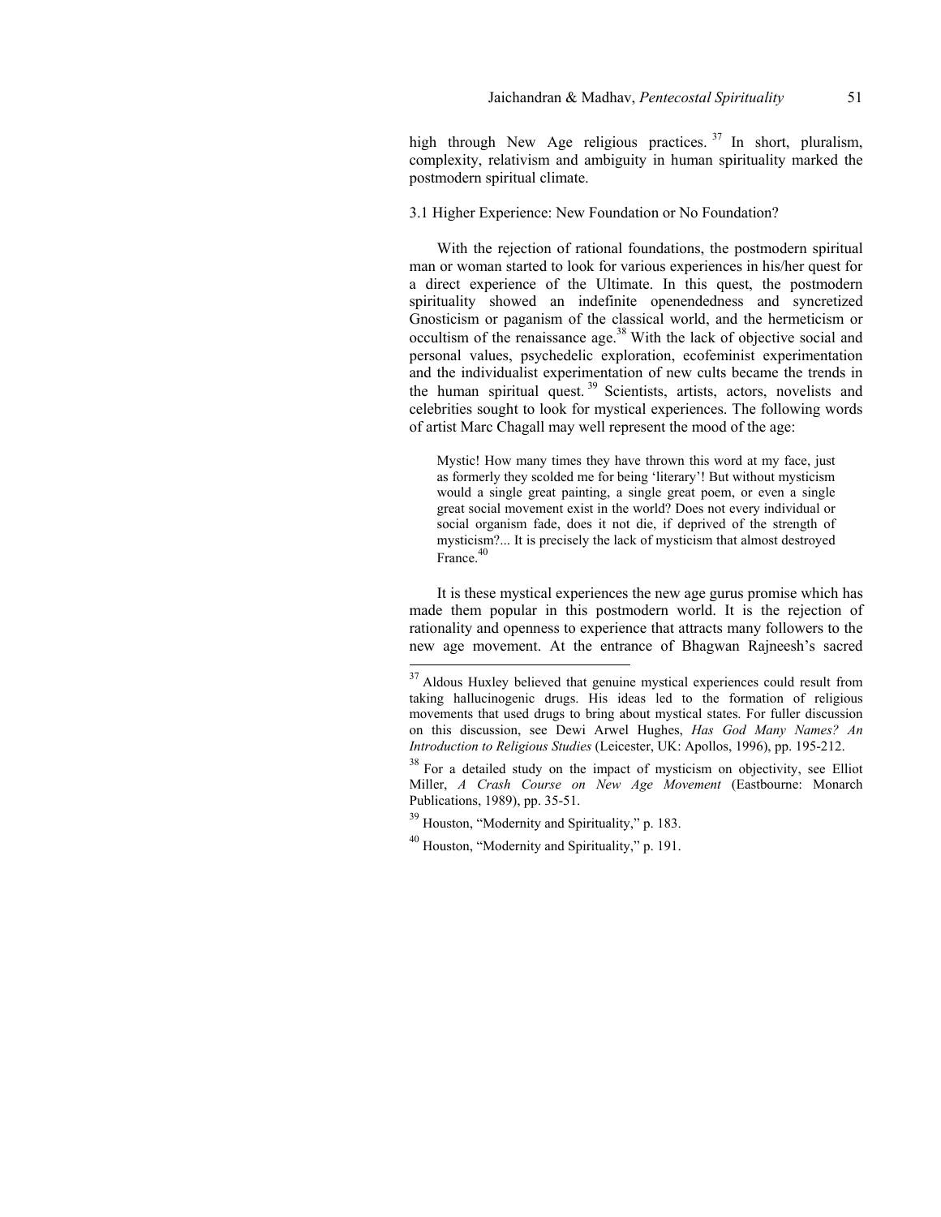high through New Age religious practices.[37] In short, pluralism, complexity, relativism and ambiguity in human spirituality marked the postmodern spiritual climate.

### 3.1 Higher Experience: New Foundation or No Foundation?

With the rejection of rational foundations, the postmodern spiritual man or woman started to look for various experiences in his/her quest for a direct experience of the Ultimate. In this quest, the postmodern spirituality showed an indefinite openendedness and syncretized Gnosticism or paganism of the classical world, and the hermeticism or occultism of the renaissance age.[38] With the lack of objective social and personal values, psychedelic exploration, ecofeminist experimentation and the individualist experimentation of new cults became the trends in the human spiritual quest.[39] Scientists, artists, actors, novelists and celebrities sought to look for mystical experiences. The following words of artist Marc Chagall may well represent the mood of the age:

> Mystic! How many times they have thrown this word at my face, just as formerly they scolded me for being 'literary'! But without mysticism would a single great painting, a single great poem, or even a single great social movement exist in the world? Does not every individual or social organism fade, does it not die, if deprived of the strength of mysticism?... It is precisely the lack of mysticism that almost destroyed France.[40]

It is these mystical experiences the new age gurus promise which has made them popular in this postmodern world. It is the rejection of rationality and openness to experience that attracts many followers to the new age movement. At the entrance of Bhagwan Rajneesh's sacred

---

[37] Aldous Huxley believed that genuine mystical experiences could result from taking hallucinogenic drugs. His ideas led to the formation of religious movements that used drugs to bring about mystical states. For fuller discussion on this discussion, see Dewi Arwel Hughes, *Has God Many Names? An Introduction to Religious Studies* (Leicester, UK: Apollos, 1996), pp. 195-212.

[38] For a detailed study on the impact of mysticism on objectivity, see Elliot Miller, *A Crash Course on New Age Movement* (Eastbourne: Monarch Publications, 1989), pp. 35-51.

[39] Houston, "Modernity and Spirituality," p. 183.

[40] Houston, "Modernity and Spirituality," p. 191.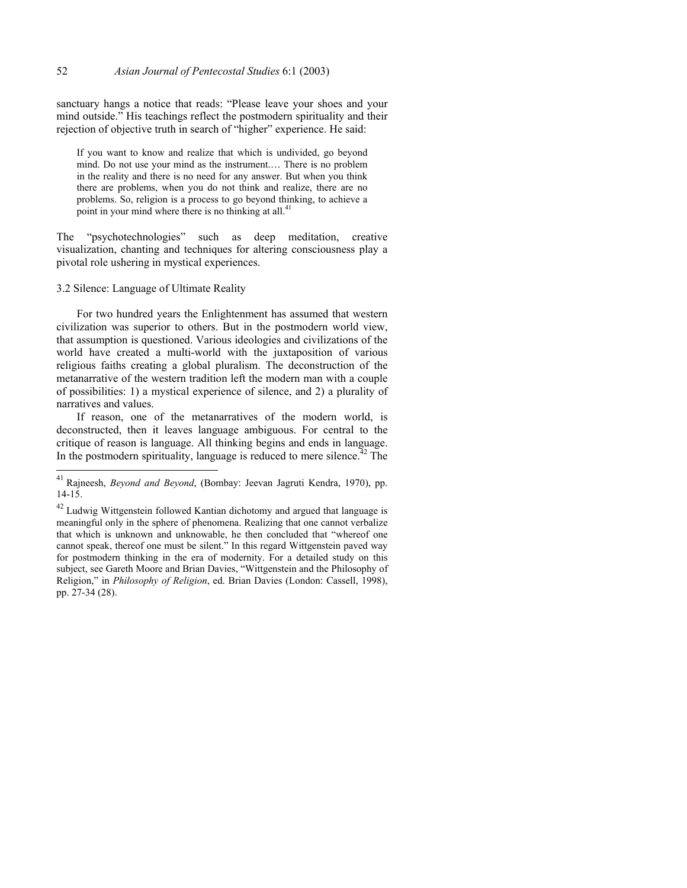sanctuary hangs a notice that reads: "Please leave your shoes and your mind outside." His teachings reflect the postmodern spirituality and their rejection of objective truth in search of "higher" experience. He said:

> If you want to know and realize that which is undivided, go beyond mind. Do not use your mind as the instrument.… There is no problem in the reality and there is no need for any answer. But when you think there are problems, when you do not think and realize, there are no problems. So, religion is a process to go beyond thinking, to achieve a point in your mind where there is no thinking at all.[41]

The "psychotechnologies" such as deep meditation, creative visualization, chanting and techniques for altering consciousness play a pivotal role ushering in mystical experiences.

### 3.2 Silence: Language of Ultimate Reality

For two hundred years the Enlightenment has assumed that western civilization was superior to others. But in the postmodern world view, that assumption is questioned. Various ideologies and civilizations of the world have created a multi-world with the juxtaposition of various religious faiths creating a global pluralism. The deconstruction of the metanarrative of the western tradition left the modern man with a couple of possibilities: 1) a mystical experience of silence, and 2) a plurality of narratives and values.

If reason, one of the metanarratives of the modern world, is deconstructed, then it leaves language ambiguous. For central to the critique of reason is language. All thinking begins and ends in language. In the postmodern spirituality, language is reduced to mere silence.[42] The

---

[41] Rajneesh, *Beyond and Beyond*, (Bombay: Jeevan Jagruti Kendra, 1970), pp. 14-15.

[42] Ludwig Wittgenstein followed Kantian dichotomy and argued that language is meaningful only in the sphere of phenomena. Realizing that one cannot verbalize that which is unknown and unknowable, he then concluded that "whereof one cannot speak, thereof one must be silent." In this regard Wittgenstein paved way for postmodern thinking in the era of modernity. For a detailed study on this subject, see Gareth Moore and Brian Davies, "Wittgenstein and the Philosophy of Religion," in *Philosophy of Religion*, ed. Brian Davies (London: Cassell, 1998), pp. 27-34 (28).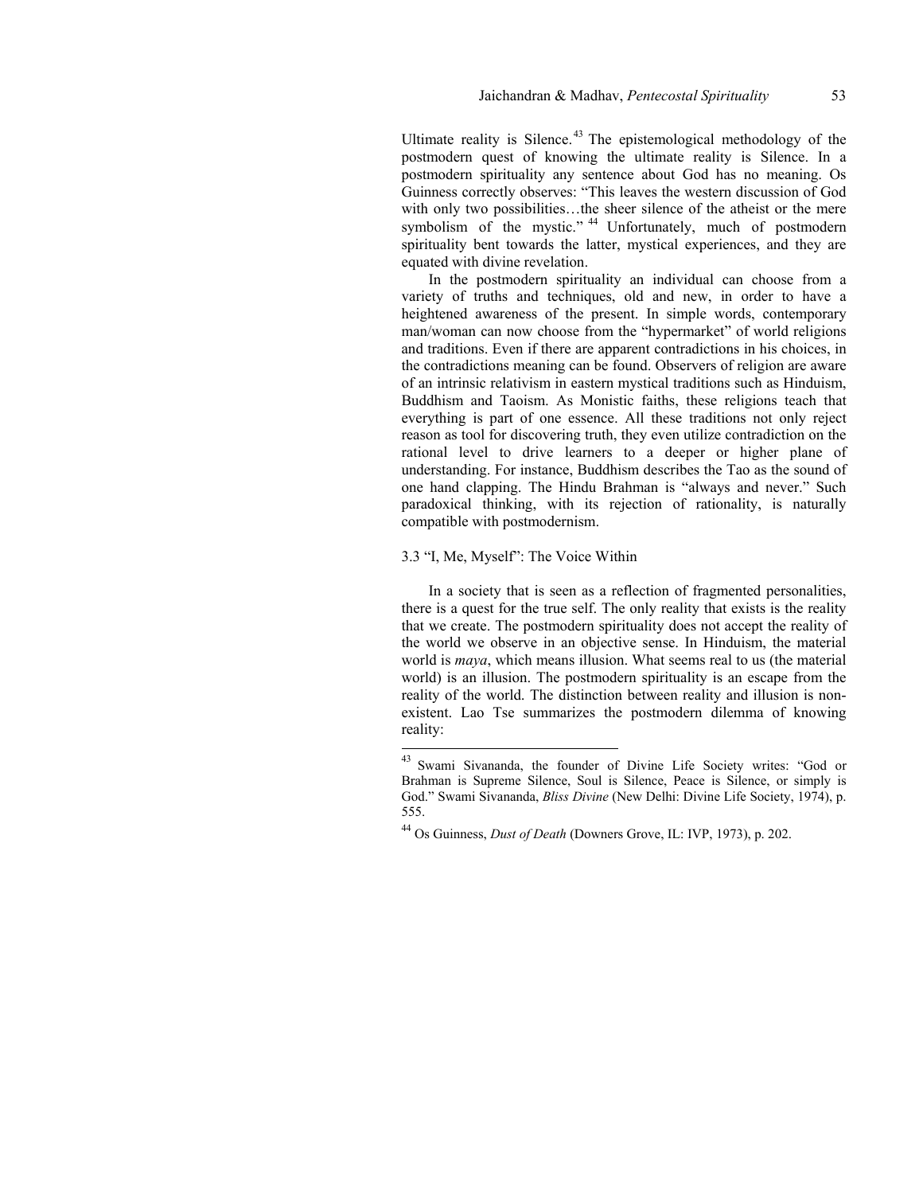Ultimate reality is Silence.[43] The epistemological methodology of the postmodern quest of knowing the ultimate reality is Silence. In a postmodern spirituality any sentence about God has no meaning. Os Guinness correctly observes: "This leaves the western discussion of God with only two possibilities…the sheer silence of the atheist or the mere symbolism of the mystic."[44] Unfortunately, much of postmodern spirituality bent towards the latter, mystical experiences, and they are equated with divine revelation.

In the postmodern spirituality an individual can choose from a variety of truths and techniques, old and new, in order to have a heightened awareness of the present. In simple words, contemporary man/woman can now choose from the "hypermarket" of world religions and traditions. Even if there are apparent contradictions in his choices, in the contradictions meaning can be found. Observers of religion are aware of an intrinsic relativism in eastern mystical traditions such as Hinduism, Buddhism and Taoism. As Monistic faiths, these religions teach that everything is part of one essence. All these traditions not only reject reason as tool for discovering truth, they even utilize contradiction on the rational level to drive learners to a deeper or higher plane of understanding. For instance, Buddhism describes the Tao as the sound of one hand clapping. The Hindu Brahman is "always and never." Such paradoxical thinking, with its rejection of rationality, is naturally compatible with postmodernism.

### 3.3 "I, Me, Myself": The Voice Within

In a society that is seen as a reflection of fragmented personalities, there is a quest for the true self. The only reality that exists is the reality that we create. The postmodern spirituality does not accept the reality of the world we observe in an objective sense. In Hinduism, the material world is *maya*, which means illusion. What seems real to us (the material world) is an illusion. The postmodern spirituality is an escape from the reality of the world. The distinction between reality and illusion is non-existent. Lao Tse summarizes the postmodern dilemma of knowing reality:

---

[43] Swami Sivananda, the founder of Divine Life Society writes: "God or Brahman is Supreme Silence, Soul is Silence, Peace is Silence, or simply is God." Swami Sivananda, *Bliss Divine* (New Delhi: Divine Life Society, 1974), p. 555.

[44] Os Guinness, *Dust of Death* (Downers Grove, IL: IVP, 1973), p. 202.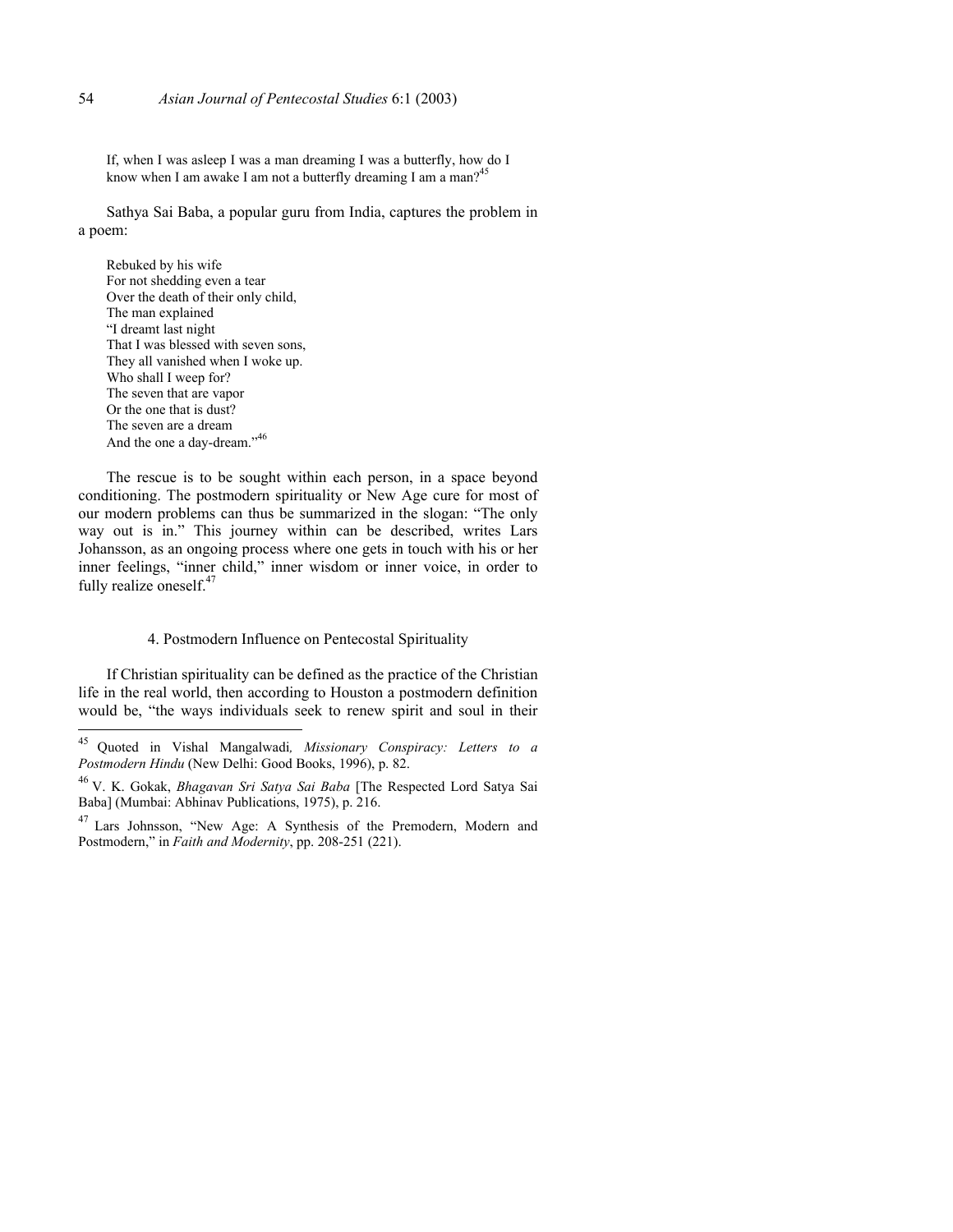> If, when I was asleep I was a man dreaming I was a butterfly, how do I know when I am awake I am not a butterfly dreaming I am a man?[45]

Sathya Sai Baba, a popular guru from India, captures the problem in a poem:

> Rebuked by his wife
> For not shedding even a tear
> Over the death of their only child,
> The man explained
> "I dreamt last night
> That I was blessed with seven sons,
> They all vanished when I woke up.
> Who shall I weep for?
> The seven that are vapor
> Or the one that is dust?
> The seven are a dream
> And the one a day-dream."[46]

The rescue is to be sought within each person, in a space beyond conditioning. The postmodern spirituality or New Age cure for most of our modern problems can thus be summarized in the slogan: "The only way out is in." This journey within can be described, writes Lars Johansson, as an ongoing process where one gets in touch with his or her inner feelings, "inner child," inner wisdom or inner voice, in order to fully realize oneself.[47]

## 4. Postmodern Influence on Pentecostal Spirituality

If Christian spirituality can be defined as the practice of the Christian life in the real world, then according to Houston a postmodern definition would be, "the ways individuals seek to renew spirit and soul in their

---

[45] Quoted in Vishal Mangalwadi*, Missionary Conspiracy: Letters to a Postmodern Hindu* (New Delhi: Good Books, 1996), p. 82.

[46] V. K. Gokak, *Bhagavan Sri Satya Sai Baba* [The Respected Lord Satya Sai Baba] (Mumbai: Abhinav Publications, 1975), p. 216.

[47] Lars Johnsson, "New Age: A Synthesis of the Premodern, Modern and Postmodern," in *Faith and Modernity*, pp. 208-251 (221).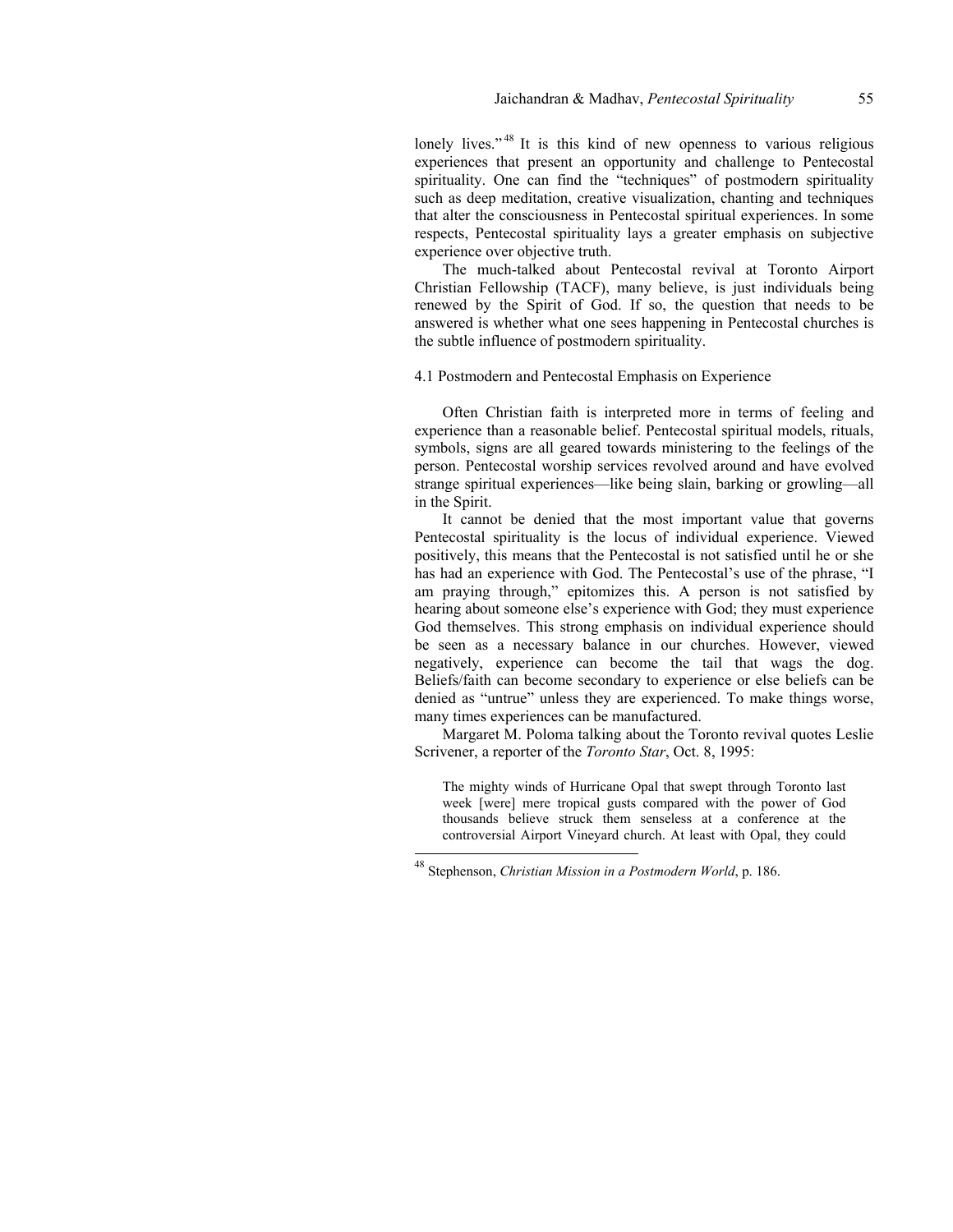lonely lives."[48] It is this kind of new openness to various religious experiences that present an opportunity and challenge to Pentecostal spirituality. One can find the "techniques" of postmodern spirituality such as deep meditation, creative visualization, chanting and techniques that alter the consciousness in Pentecostal spiritual experiences. In some respects, Pentecostal spirituality lays a greater emphasis on subjective experience over objective truth.

The much-talked about Pentecostal revival at Toronto Airport Christian Fellowship (TACF), many believe, is just individuals being renewed by the Spirit of God. If so, the question that needs to be answered is whether what one sees happening in Pentecostal churches is the subtle influence of postmodern spirituality.

### 4.1 Postmodern and Pentecostal Emphasis on Experience

Often Christian faith is interpreted more in terms of feeling and experience than a reasonable belief. Pentecostal spiritual models, rituals, symbols, signs are all geared towards ministering to the feelings of the person. Pentecostal worship services revolved around and have evolved strange spiritual experiences—like being slain, barking or growling—all in the Spirit.

It cannot be denied that the most important value that governs Pentecostal spirituality is the locus of individual experience. Viewed positively, this means that the Pentecostal is not satisfied until he or she has had an experience with God. The Pentecostal's use of the phrase, "I am praying through," epitomizes this. A person is not satisfied by hearing about someone else's experience with God; they must experience God themselves. This strong emphasis on individual experience should be seen as a necessary balance in our churches. However, viewed negatively, experience can become the tail that wags the dog. Beliefs/faith can become secondary to experience or else beliefs can be denied as "untrue" unless they are experienced. To make things worse, many times experiences can be manufactured.

Margaret M. Poloma talking about the Toronto revival quotes Leslie Scrivener, a reporter of the *Toronto Star*, Oct. 8, 1995:

> The mighty winds of Hurricane Opal that swept through Toronto last week [were] mere tropical gusts compared with the power of God thousands believe struck them senseless at a conference at the controversial Airport Vineyard church. At least with Opal, they could

---

[48] Stephenson, *Christian Mission in a Postmodern World*, p. 186.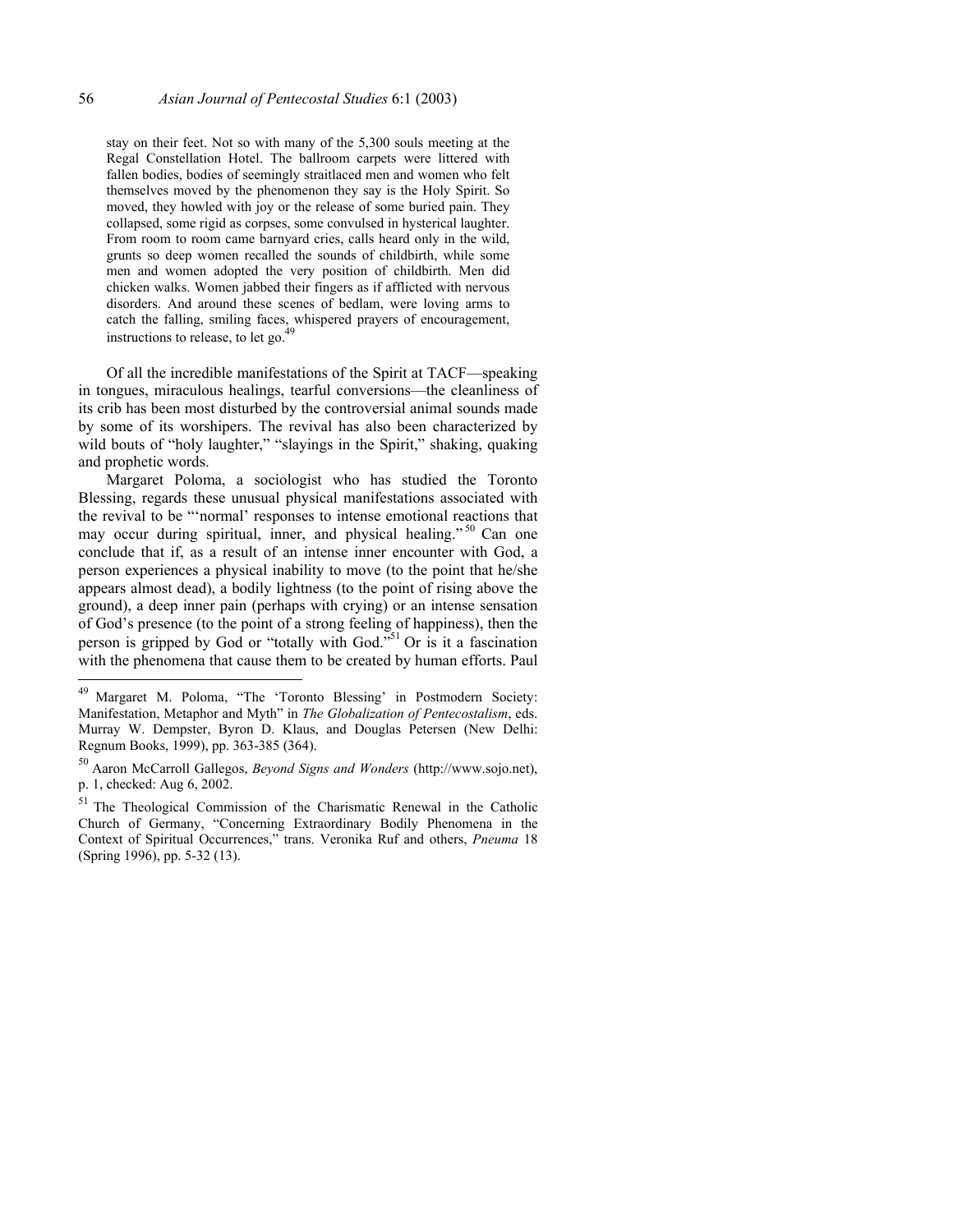> stay on their feet. Not so with many of the 5,300 souls meeting at the Regal Constellation Hotel. The ballroom carpets were littered with fallen bodies, bodies of seemingly straitlaced men and women who felt themselves moved by the phenomenon they say is the Holy Spirit. So moved, they howled with joy or the release of some buried pain. They collapsed, some rigid as corpses, some convulsed in hysterical laughter. From room to room came barnyard cries, calls heard only in the wild, grunts so deep women recalled the sounds of childbirth, while some men and women adopted the very position of childbirth. Men did chicken walks. Women jabbed their fingers as if afflicted with nervous disorders. And around these scenes of bedlam, were loving arms to catch the falling, smiling faces, whispered prayers of encouragement, instructions to release, to let go.[49]

Of all the incredible manifestations of the Spirit at TACF—speaking in tongues, miraculous healings, tearful conversions—the cleanliness of its crib has been most disturbed by the controversial animal sounds made by some of its worshipers. The revival has also been characterized by wild bouts of "holy laughter," "slayings in the Spirit," shaking, quaking and prophetic words.

Margaret Poloma, a sociologist who has studied the Toronto Blessing, regards these unusual physical manifestations associated with the revival to be "'normal' responses to intense emotional reactions that may occur during spiritual, inner, and physical healing."[50] Can one conclude that if, as a result of an intense inner encounter with God, a person experiences a physical inability to move (to the point that he/she appears almost dead), a bodily lightness (to the point of rising above the ground), a deep inner pain (perhaps with crying) or an intense sensation of God's presence (to the point of a strong feeling of happiness), then the person is gripped by God or "totally with God."[51] Or is it a fascination with the phenomena that cause them to be created by human efforts. Paul

---

[49] Margaret M. Poloma, "The 'Toronto Blessing' in Postmodern Society: Manifestation, Metaphor and Myth" in *The Globalization of Pentecostalism*, eds. Murray W. Dempster, Byron D. Klaus, and Douglas Petersen (New Delhi: Regnum Books, 1999), pp. 363-385 (364).

[50] Aaron McCarroll Gallegos, *Beyond Signs and Wonders* (http://www.sojo.net), p. 1, checked: Aug 6, 2002.

[51] The Theological Commission of the Charismatic Renewal in the Catholic Church of Germany, "Concerning Extraordinary Bodily Phenomena in the Context of Spiritual Occurrences," trans. Veronika Ruf and others, *Pneuma* 18 (Spring 1996), pp. 5-32 (13).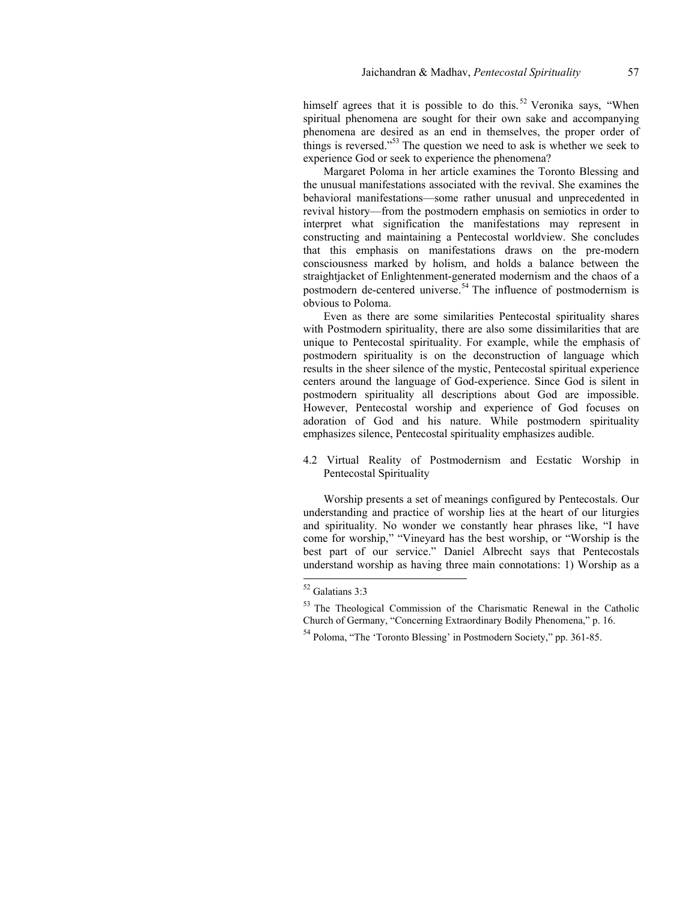himself agrees that it is possible to do this.[52] Veronika says, "When spiritual phenomena are sought for their own sake and accompanying phenomena are desired as an end in themselves, the proper order of things is reversed."[53] The question we need to ask is whether we seek to experience God or seek to experience the phenomena?

Margaret Poloma in her article examines the Toronto Blessing and the unusual manifestations associated with the revival. She examines the behavioral manifestations—some rather unusual and unprecedented in revival history—from the postmodern emphasis on semiotics in order to interpret what signification the manifestations may represent in constructing and maintaining a Pentecostal worldview. She concludes that this emphasis on manifestations draws on the pre-modern consciousness marked by holism, and holds a balance between the straightjacket of Enlightenment-generated modernism and the chaos of a postmodern de-centered universe.[54] The influence of postmodernism is obvious to Poloma.

Even as there are some similarities Pentecostal spirituality shares with Postmodern spirituality, there are also some dissimilarities that are unique to Pentecostal spirituality. For example, while the emphasis of postmodern spirituality is on the deconstruction of language which results in the sheer silence of the mystic, Pentecostal spiritual experience centers around the language of God-experience. Since God is silent in postmodern spirituality all descriptions about God are impossible. However, Pentecostal worship and experience of God focuses on adoration of God and his nature. While postmodern spirituality emphasizes silence, Pentecostal spirituality emphasizes audible.

### 4.2 Virtual Reality of Postmodernism and Ecstatic Worship in Pentecostal Spirituality

Worship presents a set of meanings configured by Pentecostals. Our understanding and practice of worship lies at the heart of our liturgies and spirituality. No wonder we constantly hear phrases like, "I have come for worship," "Vineyard has the best worship, or "Worship is the best part of our service." Daniel Albrecht says that Pentecostals understand worship as having three main connotations: 1) Worship as a

---

[52] Galatians 3:3

[53] The Theological Commission of the Charismatic Renewal in the Catholic Church of Germany, "Concerning Extraordinary Bodily Phenomena," p. 16.

[54] Poloma, "The 'Toronto Blessing' in Postmodern Society," pp. 361-85.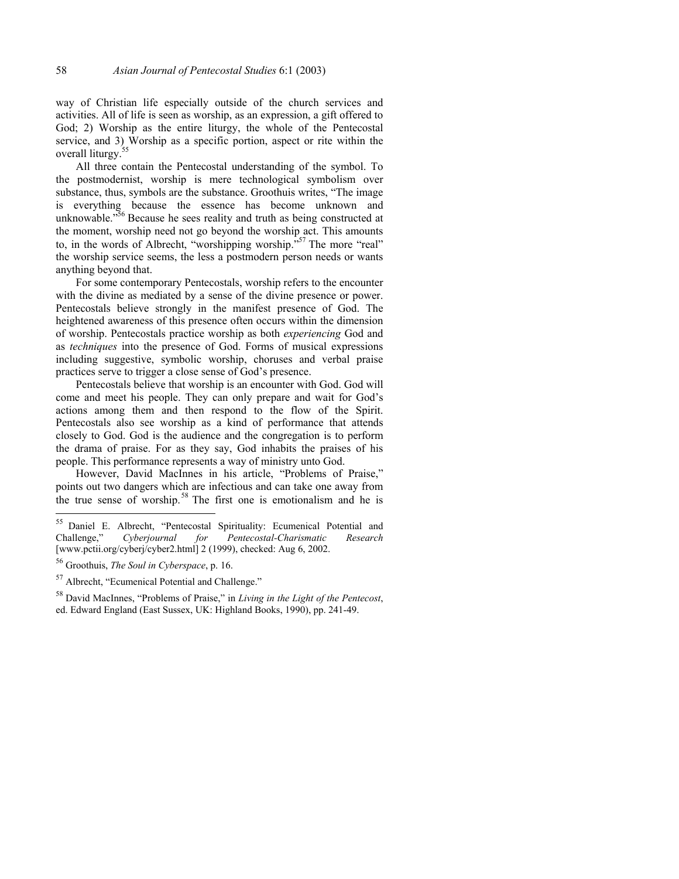way of Christian life especially outside of the church services and activities. All of life is seen as worship, as an expression, a gift offered to God; 2) Worship as the entire liturgy, the whole of the Pentecostal service, and 3) Worship as a specific portion, aspect or rite within the overall liturgy.[55]

All three contain the Pentecostal understanding of the symbol. To the postmodernist, worship is mere technological symbolism over substance, thus, symbols are the substance. Groothuis writes, "The image is everything because the essence has become unknown and unknowable."[56] Because he sees reality and truth as being constructed at the moment, worship need not go beyond the worship act. This amounts to, in the words of Albrecht, "worshipping worship."[57] The more "real" the worship service seems, the less a postmodern person needs or wants anything beyond that.

For some contemporary Pentecostals, worship refers to the encounter with the divine as mediated by a sense of the divine presence or power. Pentecostals believe strongly in the manifest presence of God. The heightened awareness of this presence often occurs within the dimension of worship. Pentecostals practice worship as both *experiencing* God and as *techniques* into the presence of God. Forms of musical expressions including suggestive, symbolic worship, choruses and verbal praise practices serve to trigger a close sense of God's presence.

Pentecostals believe that worship is an encounter with God. God will come and meet his people. They can only prepare and wait for God's actions among them and then respond to the flow of the Spirit. Pentecostals also see worship as a kind of performance that attends closely to God. God is the audience and the congregation is to perform the drama of praise. For as they say, God inhabits the praises of his people. This performance represents a way of ministry unto God.

However, David MacInnes in his article, "Problems of Praise," points out two dangers which are infectious and can take one away from the true sense of worship.[58] The first one is emotionalism and he is

---

[55] Daniel E. Albrecht, "Pentecostal Spirituality: Ecumenical Potential and Challenge," *Cyberjournal for Pentecostal-Charismatic Research* [www.pctii.org/cyberj/cyber2.html] 2 (1999), checked: Aug 6, 2002.

[56] Groothuis, *The Soul in Cyberspace*, p. 16.

[57] Albrecht, "Ecumenical Potential and Challenge."

[58] David MacInnes, "Problems of Praise," in *Living in the Light of the Pentecost*, ed. Edward England (East Sussex, UK: Highland Books, 1990), pp. 241-49.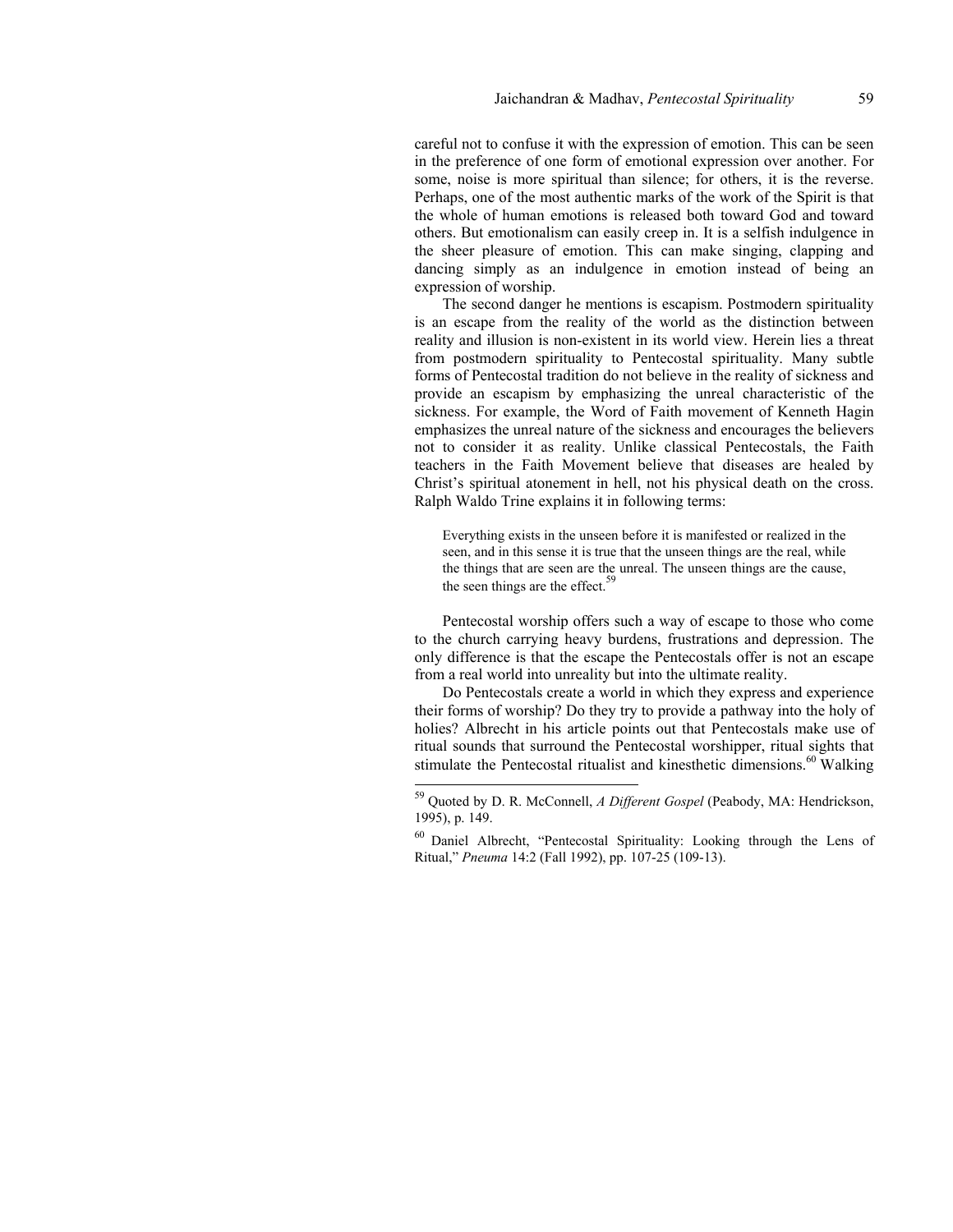careful not to confuse it with the expression of emotion. This can be seen in the preference of one form of emotional expression over another. For some, noise is more spiritual than silence; for others, it is the reverse. Perhaps, one of the most authentic marks of the work of the Spirit is that the whole of human emotions is released both toward God and toward others. But emotionalism can easily creep in. It is a selfish indulgence in the sheer pleasure of emotion. This can make singing, clapping and dancing simply as an indulgence in emotion instead of being an expression of worship.

The second danger he mentions is escapism. Postmodern spirituality is an escape from the reality of the world as the distinction between reality and illusion is non-existent in its world view. Herein lies a threat from postmodern spirituality to Pentecostal spirituality. Many subtle forms of Pentecostal tradition do not believe in the reality of sickness and provide an escapism by emphasizing the unreal characteristic of the sickness. For example, the Word of Faith movement of Kenneth Hagin emphasizes the unreal nature of the sickness and encourages the believers not to consider it as reality. Unlike classical Pentecostals, the Faith teachers in the Faith Movement believe that diseases are healed by Christ's spiritual atonement in hell, not his physical death on the cross. Ralph Waldo Trine explains it in following terms:

> Everything exists in the unseen before it is manifested or realized in the seen, and in this sense it is true that the unseen things are the real, while the things that are seen are the unreal. The unseen things are the cause, the seen things are the effect.[59]

Pentecostal worship offers such a way of escape to those who come to the church carrying heavy burdens, frustrations and depression. The only difference is that the escape the Pentecostals offer is not an escape from a real world into unreality but into the ultimate reality.

Do Pentecostals create a world in which they express and experience their forms of worship? Do they try to provide a pathway into the holy of holies? Albrecht in his article points out that Pentecostals make use of ritual sounds that surround the Pentecostal worshipper, ritual sights that stimulate the Pentecostal ritualist and kinesthetic dimensions.[60] Walking

---

[59] Quoted by D. R. McConnell, *A Different Gospel* (Peabody, MA: Hendrickson, 1995), p. 149.

[60] Daniel Albrecht, "Pentecostal Spirituality: Looking through the Lens of Ritual," *Pneuma* 14:2 (Fall 1992), pp. 107-25 (109-13).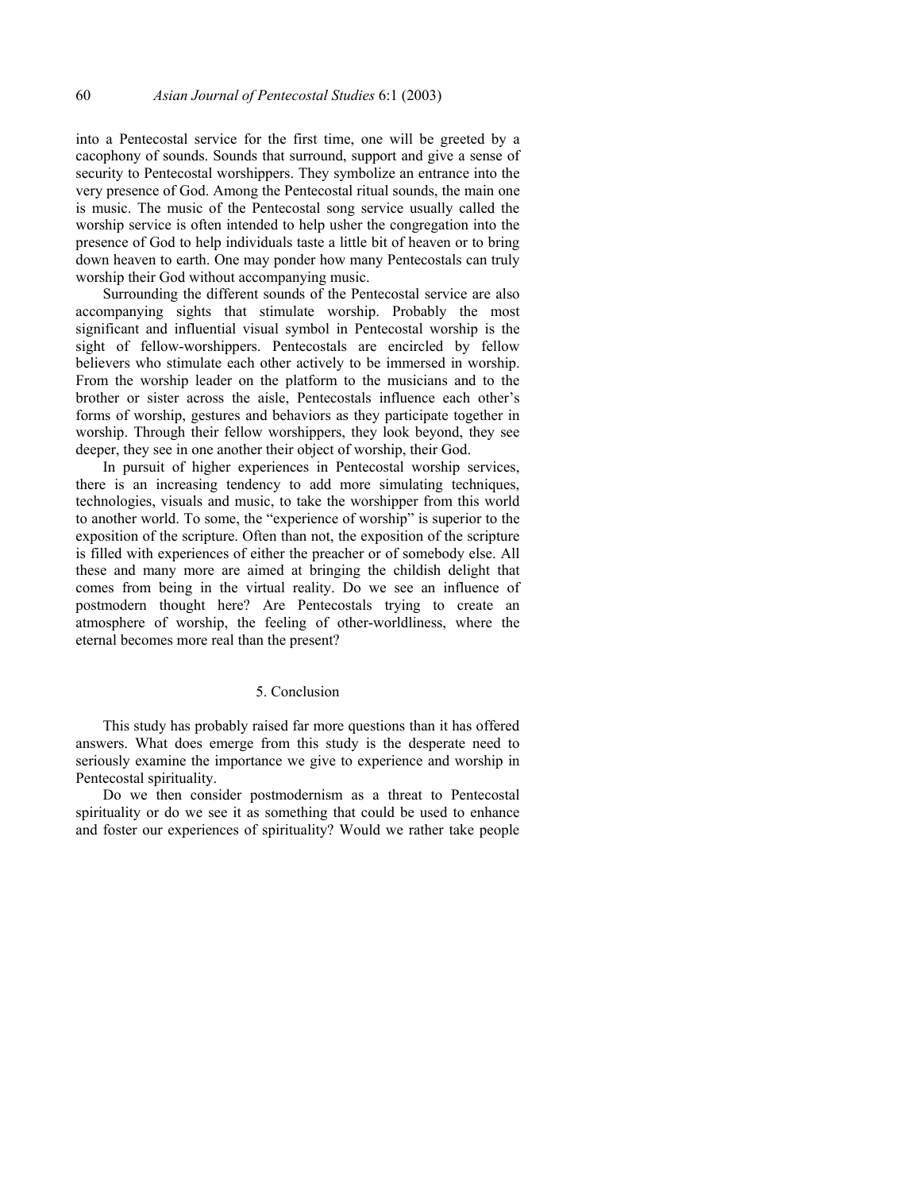into a Pentecostal service for the first time, one will be greeted by a cacophony of sounds. Sounds that surround, support and give a sense of security to Pentecostal worshippers. They symbolize an entrance into the very presence of God. Among the Pentecostal ritual sounds, the main one is music. The music of the Pentecostal song service usually called the worship service is often intended to help usher the congregation into the presence of God to help individuals taste a little bit of heaven or to bring down heaven to earth. One may ponder how many Pentecostals can truly worship their God without accompanying music.

Surrounding the different sounds of the Pentecostal service are also accompanying sights that stimulate worship. Probably the most significant and influential visual symbol in Pentecostal worship is the sight of fellow-worshippers. Pentecostals are encircled by fellow believers who stimulate each other actively to be immersed in worship. From the worship leader on the platform to the musicians and to the brother or sister across the aisle, Pentecostals influence each other's forms of worship, gestures and behaviors as they participate together in worship. Through their fellow worshippers, they look beyond, they see deeper, they see in one another their object of worship, their God.

In pursuit of higher experiences in Pentecostal worship services, there is an increasing tendency to add more simulating techniques, technologies, visuals and music, to take the worshipper from this world to another world. To some, the "experience of worship" is superior to the exposition of the scripture. Often than not, the exposition of the scripture is filled with experiences of either the preacher or of somebody else. All these and many more are aimed at bringing the childish delight that comes from being in the virtual reality. Do we see an influence of postmodern thought here? Are Pentecostals trying to create an atmosphere of worship, the feeling of other-worldliness, where the eternal becomes more real than the present?

## 5. Conclusion

This study has probably raised far more questions than it has offered answers. What does emerge from this study is the desperate need to seriously examine the importance we give to experience and worship in Pentecostal spirituality.

Do we then consider postmodernism as a threat to Pentecostal spirituality or do we see it as something that could be used to enhance and foster our experiences of spirituality? Would we rather take people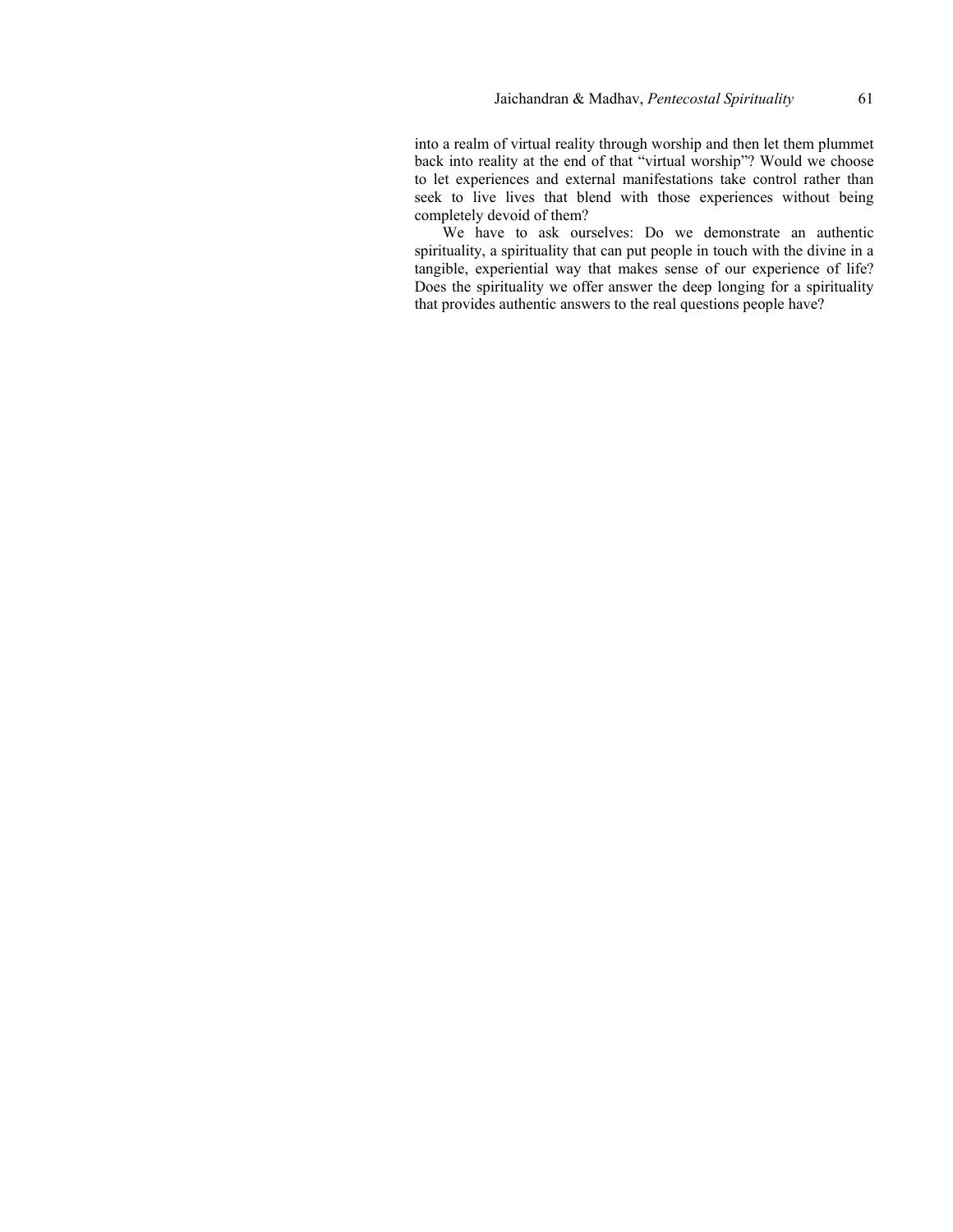into a realm of virtual reality through worship and then let them plummet back into reality at the end of that "virtual worship"? Would we choose to let experiences and external manifestations take control rather than seek to live lives that blend with those experiences without being completely devoid of them?

We have to ask ourselves: Do we demonstrate an authentic spirituality, a spirituality that can put people in touch with the divine in a tangible, experiential way that makes sense of our experience of life? Does the spirituality we offer answer the deep longing for a spirituality that provides authentic answers to the real questions people have?